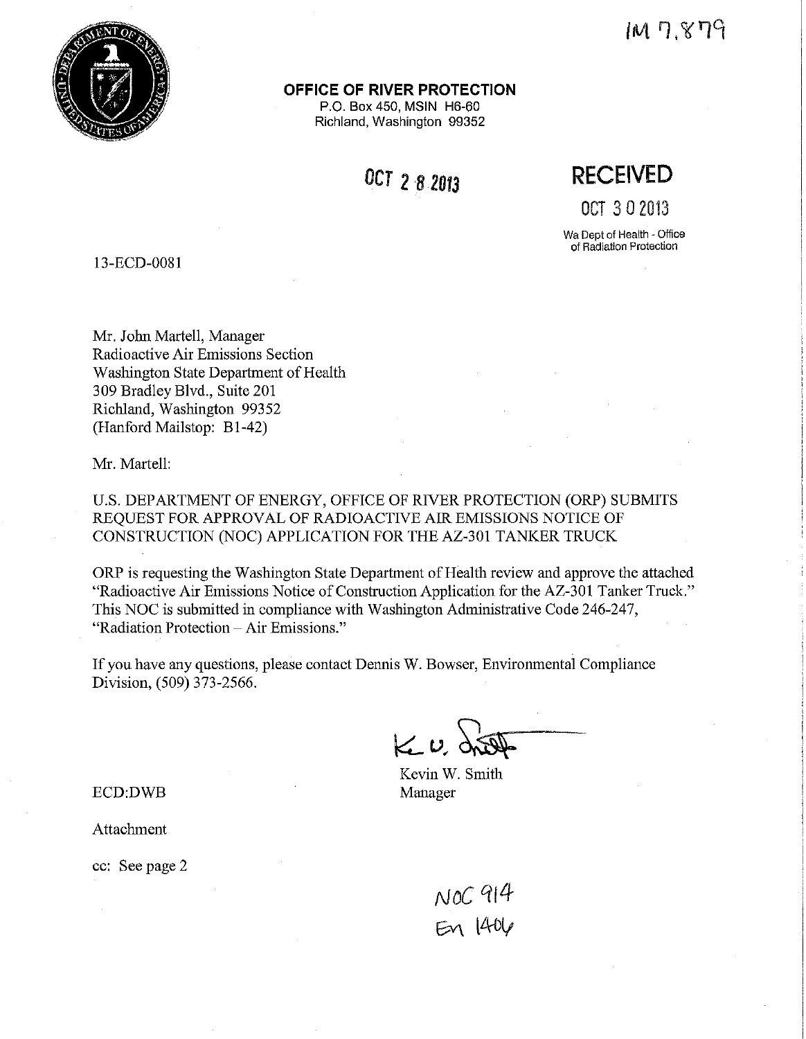IM 7,879

**OFFICE OF RIVER PROTECTION**
P.O. Box 450, MSIN H6-60
Richland, Washington 99352

OCT 2 8 2013

**RECEIVED**

OCT 3 0 2013

Wa Dept of Health - Office of Radiation Protection

13-ECD-0081

Mr. John Martell, Manager
Radioactive Air Emissions Section
Washington State Department of Health
309 Bradley Blvd., Suite 201
Richland, Washington 99352
(Hanford Mailstop: B1-42)

Mr. Martell:

U.S. DEPARTMENT OF ENERGY, OFFICE OF RIVER PROTECTION (ORP) SUBMITS REQUEST FOR APPROVAL OF RADIOACTIVE AIR EMISSIONS NOTICE OF CONSTRUCTION (NOC) APPLICATION FOR THE AZ-301 TANKER TRUCK

ORP is requesting the Washington State Department of Health review and approve the attached "Radioactive Air Emissions Notice of Construction Application for the AZ-301 Tanker Truck." This NOC is submitted in compliance with Washington Administrative Code 246-247, "Radiation Protection – Air Emissions."

If you have any questions, please contact Dennis W. Bowser, Environmental Compliance Division, (509) 373-2566.

Kevin W. Smith
Manager

ECD:DWB

Attachment

cc: See page 2

NOC 914
EN 1406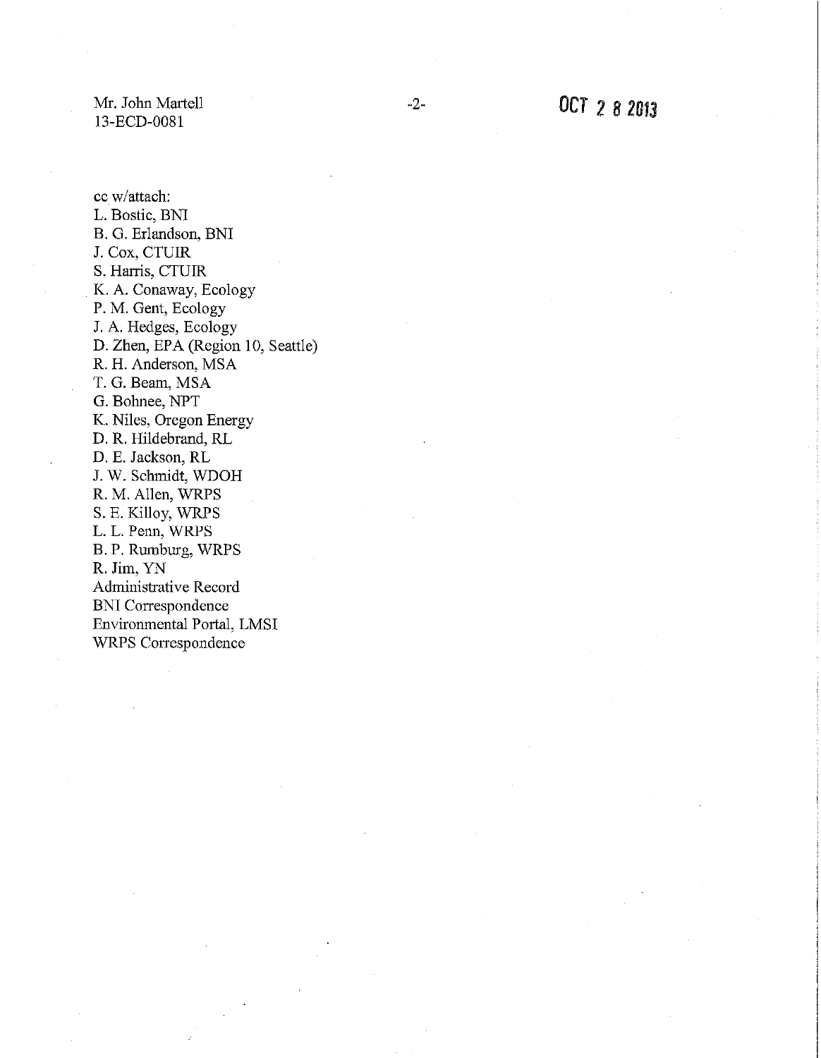cc w/attach:
L. Bostic, BNI
B. G. Erlandson, BNI
J. Cox, CTUIR
S. Harris, CTUIR
K. A. Conaway, Ecology
P. M. Gent, Ecology
J. A. Hedges, Ecology
D. Zhen, EPA (Region 10, Seattle)
R. H. Anderson, MSA
T. G. Beam, MSA
G. Bohnee, NPT
K. Niles, Oregon Energy
D. R. Hildebrand, RL
D. E. Jackson, RL
J. W. Schmidt, WDOH
R. M. Allen, WRPS
S. E. Killoy, WRPS
L. L. Penn, WRPS
B. P. Rumburg, WRPS
R. Jim, YN
Administrative Record
BNI Correspondence
Environmental Portal, LMSI
WRPS Correspondence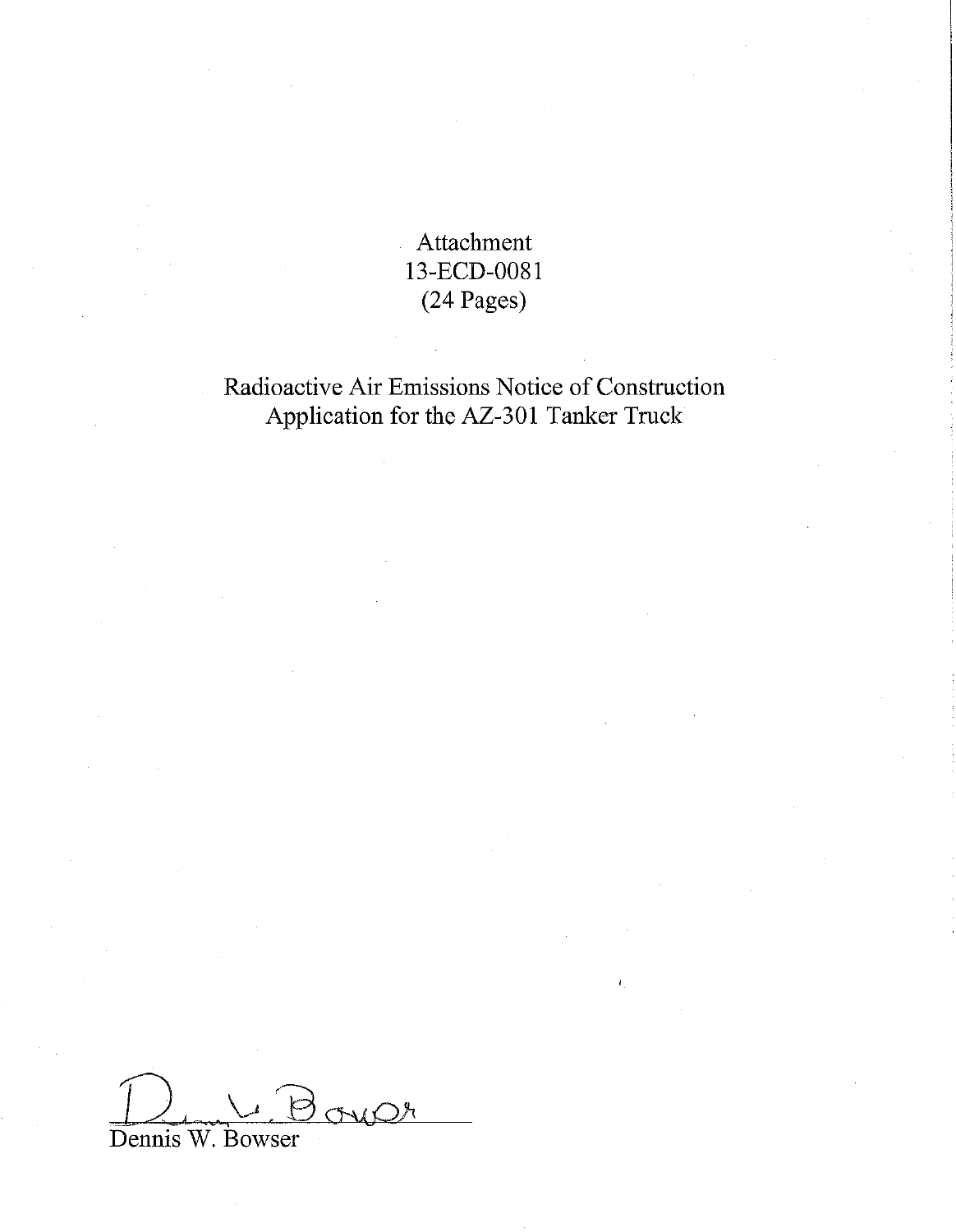Attachment
13-ECD-0081
(24 Pages)

Radioactive Air Emissions Notice of Construction
Application for the AZ-301 Tanker Truck

Dennis W. Bowser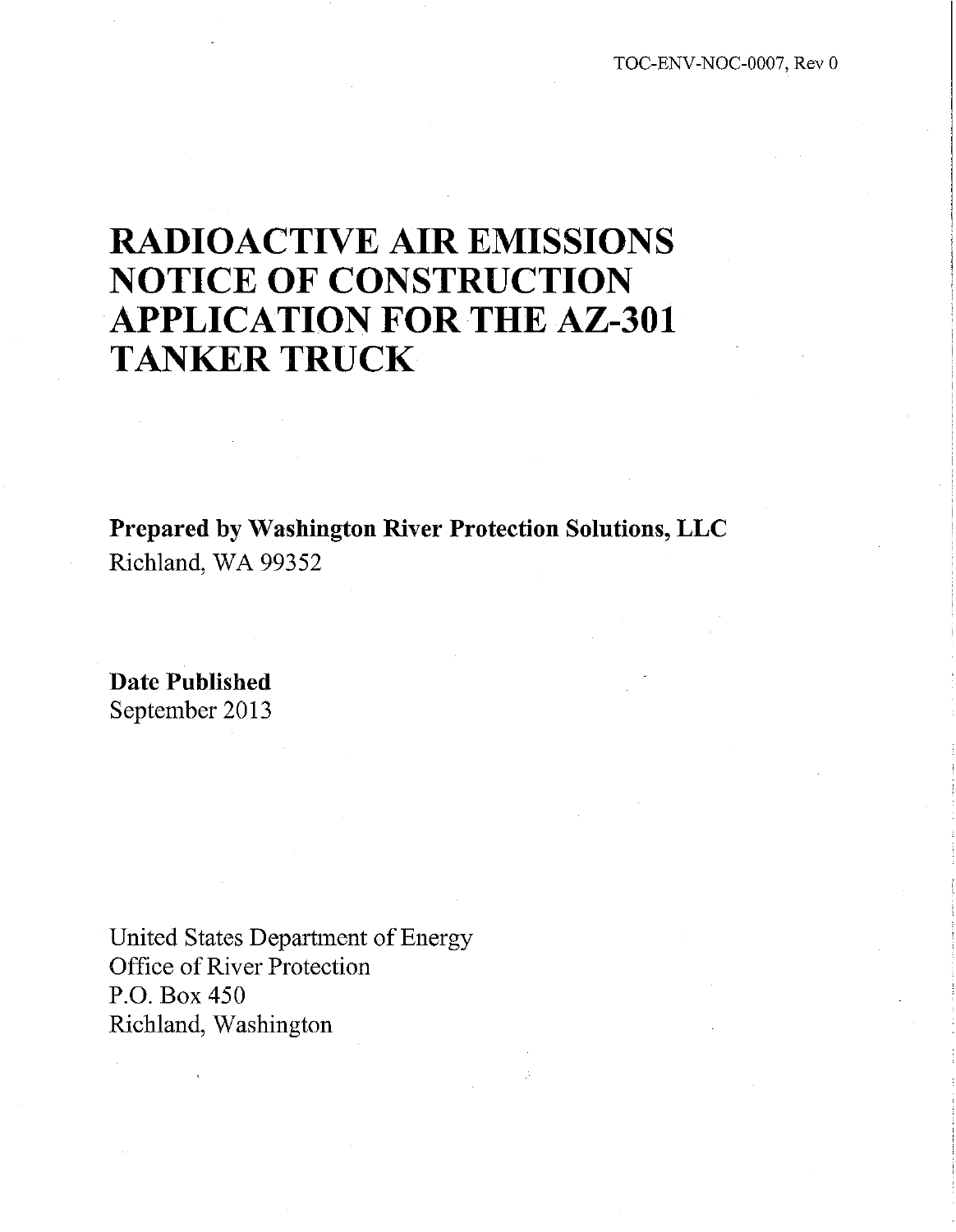TOC-ENV-NOC-0007, Rev 0

# RADIOACTIVE AIR EMISSIONS NOTICE OF CONSTRUCTION APPLICATION FOR THE AZ-301 TANKER TRUCK

**Prepared by Washington River Protection Solutions, LLC**
Richland, WA 99352

**Date Published**
September 2013

United States Department of Energy
Office of River Protection
P.O. Box 450
Richland, Washington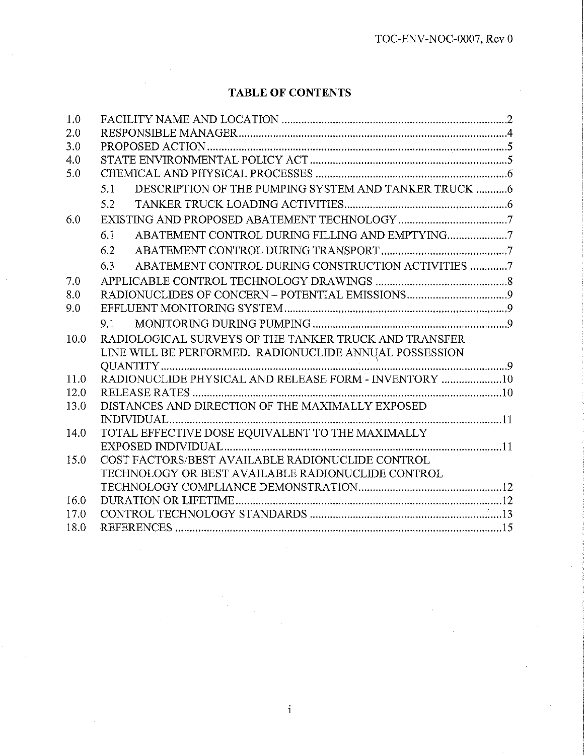# TABLE OF CONTENTS

1.0 FACILITY NAME AND LOCATION .......... 2
2.0 RESPONSIBLE MANAGER .......... 4
3.0 PROPOSED ACTION .......... 5
4.0 STATE ENVIRONMENTAL POLICY ACT .......... 5
5.0 CHEMICAL AND PHYSICAL PROCESSES .......... 6
   5.1 DESCRIPTION OF THE PUMPING SYSTEM AND TANKER TRUCK .......... 6
   5.2 TANKER TRUCK LOADING ACTIVITIES .......... 6
6.0 EXISTING AND PROPOSED ABATEMENT TECHNOLOGY .......... 7
   6.1 ABATEMENT CONTROL DURING FILLING AND EMPTYING .......... 7
   6.2 ABATEMENT CONTROL DURING TRANSPORT .......... 7
   6.3 ABATEMENT CONTROL DURING CONSTRUCTION ACTIVITIES .......... 7
7.0 APPLICABLE CONTROL TECHNOLOGY DRAWINGS .......... 8
8.0 RADIONUCLIDES OF CONCERN – POTENTIAL EMISSIONS .......... 9
9.0 EFFLUENT MONITORING SYSTEM .......... 9
   9.1 MONITORING DURING PUMPING .......... 9
10.0 RADIOLOGICAL SURVEYS OF THE TANKER TRUCK AND TRANSFER LINE WILL BE PERFORMED. RADIONUCLIDE ANNUAL POSSESSION QUANTITY .......... 9
11.0 RADIONUCLIDE PHYSICAL AND RELEASE FORM - INVENTORY .......... 10
12.0 RELEASE RATES .......... 10
13.0 DISTANCES AND DIRECTION OF THE MAXIMALLY EXPOSED INDIVIDUAL .......... 11
14.0 TOTAL EFFECTIVE DOSE EQUIVALENT TO THE MAXIMALLY EXPOSED INDIVIDUAL .......... 11
15.0 COST FACTORS/BEST AVAILABLE RADIONUCLIDE CONTROL TECHNOLOGY OR BEST AVAILABLE RADIONUCLIDE CONTROL TECHNOLOGY COMPLIANCE DEMONSTRATION .......... 12
16.0 DURATION OR LIFETIME .......... 12
17.0 CONTROL TECHNOLOGY STANDARDS .......... 13
18.0 REFERENCES .......... 15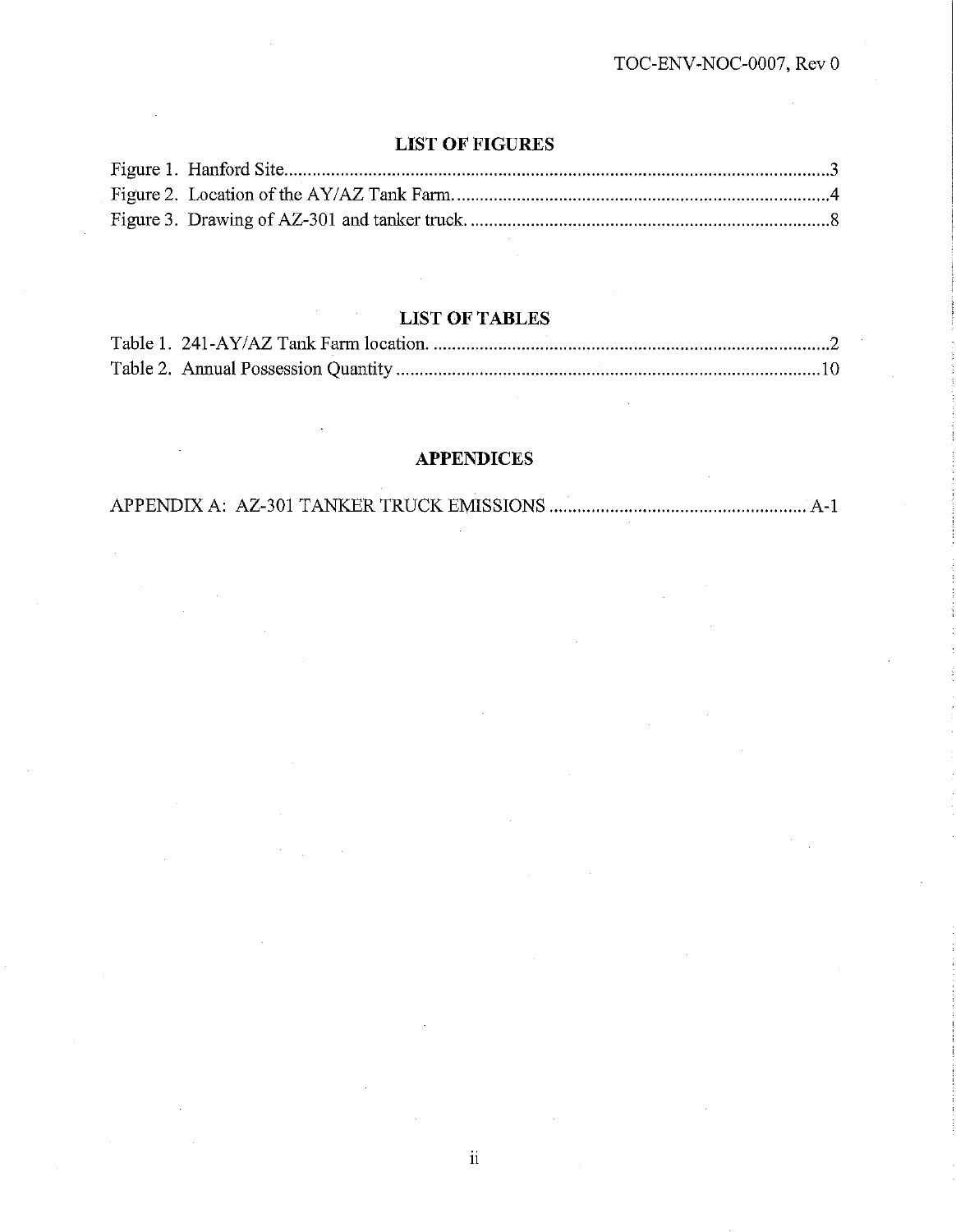## LIST OF FIGURES

Figure 1. Hanford Site.....................................................................................................................3
Figure 2. Location of the AY/AZ Tank Farm...............................................................................4
Figure 3. Drawing of AZ-301 and tanker truck. ............................................................................8

## LIST OF TABLES

Table 1. 241-AY/AZ Tank Farm location. ....................................................................................2
Table 2. Annual Possession Quantity ..........................................................................................10

## APPENDICES

APPENDIX A: AZ-301 TANKER TRUCK EMISSIONS ...................................................... A-1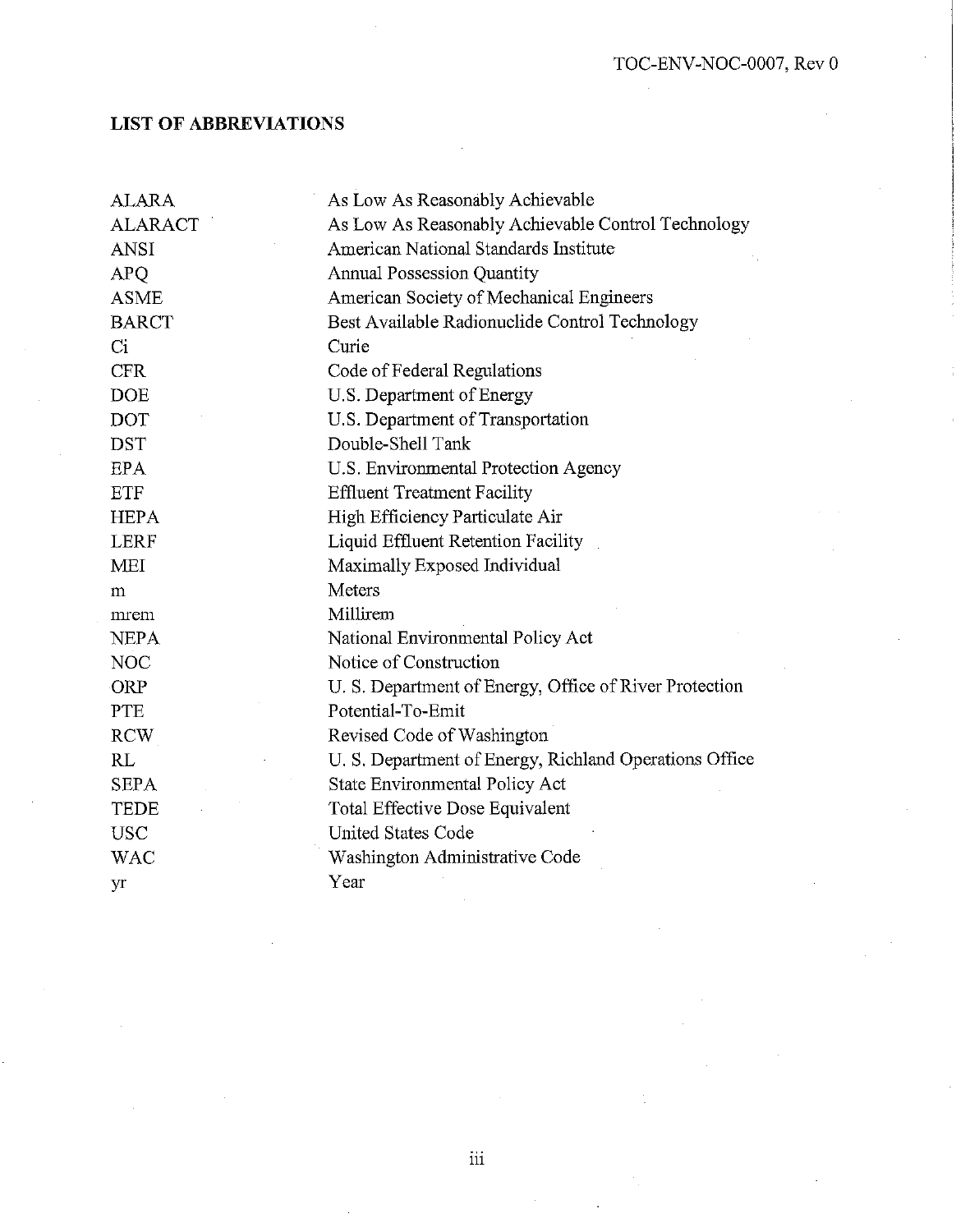## LIST OF ABBREVIATIONS

| | |
|---|---|
| ALARA | As Low As Reasonably Achievable |
| ALARACT | As Low As Reasonably Achievable Control Technology |
| ANSI | American National Standards Institute |
| APQ | Annual Possession Quantity |
| ASME | American Society of Mechanical Engineers |
| BARCT | Best Available Radionuclide Control Technology |
| Ci | Curie |
| CFR | Code of Federal Regulations |
| DOE | U.S. Department of Energy |
| DOT | U.S. Department of Transportation |
| DST | Double-Shell Tank |
| EPA | U.S. Environmental Protection Agency |
| ETF | Effluent Treatment Facility |
| HEPA | High Efficiency Particulate Air |
| LERF | Liquid Effluent Retention Facility |
| MEI | Maximally Exposed Individual |
| m | Meters |
| mrem | Millirem |
| NEPA | National Environmental Policy Act |
| NOC | Notice of Construction |
| ORP | U. S. Department of Energy, Office of River Protection |
| PTE | Potential-To-Emit |
| RCW | Revised Code of Washington |
| RL | U. S. Department of Energy, Richland Operations Office |
| SEPA | State Environmental Policy Act |
| TEDE | Total Effective Dose Equivalent |
| USC | United States Code |
| WAC | Washington Administrative Code |
| yr | Year |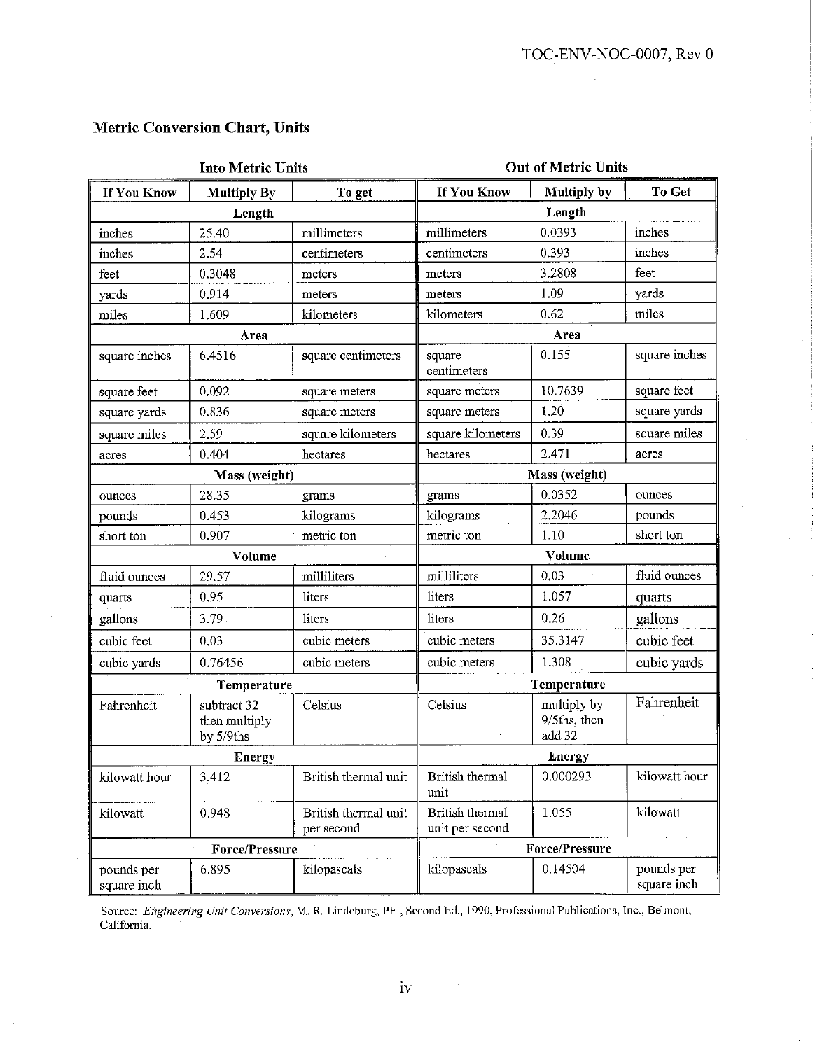## Metric Conversion Chart, Units

| Into Metric Units | | | Out of Metric Units | | |
|---|---|---|---|---|---|
| **If You Know** | **Multiply By** | **To get** | **If You Know** | **Multiply by** | **To Get** |
| **Length** | | | **Length** | | |
| inches | 25.40 | millimeters | millimeters | 0.0393 | inches |
| inches | 2.54 | centimeters | centimeters | 0.393 | inches |
| feet | 0.3048 | meters | meters | 3.2808 | feet |
| yards | 0.914 | meters | meters | 1.09 | yards |
| miles | 1.609 | kilometers | kilometers | 0.62 | miles |
| **Area** | | | **Area** | | |
| square inches | 6.4516 | square centimeters | square centimeters | 0.155 | square inches |
| square feet | 0.092 | square meters | square meters | 10.7639 | square feet |
| square yards | 0.836 | square meters | square meters | 1.20 | square yards |
| square miles | 2.59 | square kilometers | square kilometers | 0.39 | square miles |
| acres | 0.404 | hectares | hectares | 2.471 | acres |
| **Mass (weight)** | | | **Mass (weight)** | | |
| ounces | 28.35 | grams | grams | 0.0352 | ounces |
| pounds | 0.453 | kilograms | kilograms | 2.2046 | pounds |
| short ton | 0.907 | metric ton | metric ton | 1.10 | short ton |
| **Volume** | | | **Volume** | | |
| fluid ounces | 29.57 | milliliters | milliliters | 0.03 | fluid ounces |
| quarts | 0.95 | liters | liters | 1.057 | quarts |
| gallons | 3.79 | liters | liters | 0.26 | gallons |
| cubic feet | 0.03 | cubic meters | cubic meters | 35.3147 | cubic feet |
| cubic yards | 0.76456 | cubic meters | cubic meters | 1.308 | cubic yards |
| **Temperature** | | | **Temperature** | | |
| Fahrenheit | subtract 32 then multiply by 5/9ths | Celsius | Celsius | multiply by 9/5ths, then add 32 | Fahrenheit |
| **Energy** | | | **Energy** | | |
| kilowatt hour | 3,412 | British thermal unit | British thermal unit | 0.000293 | kilowatt hour |
| kilowatt | 0.948 | British thermal unit per second | British thermal unit per second | 1.055 | kilowatt |
| **Force/Pressure** | | | **Force/Pressure** | | |
| pounds per square inch | 6.895 | kilopascals | kilopascals | 0.14504 | pounds per square inch |

Source: *Engineering Unit Conversions,* M. R. Lindeburg, PE., Second Ed., 1990, Professional Publications, Inc., Belmont, California.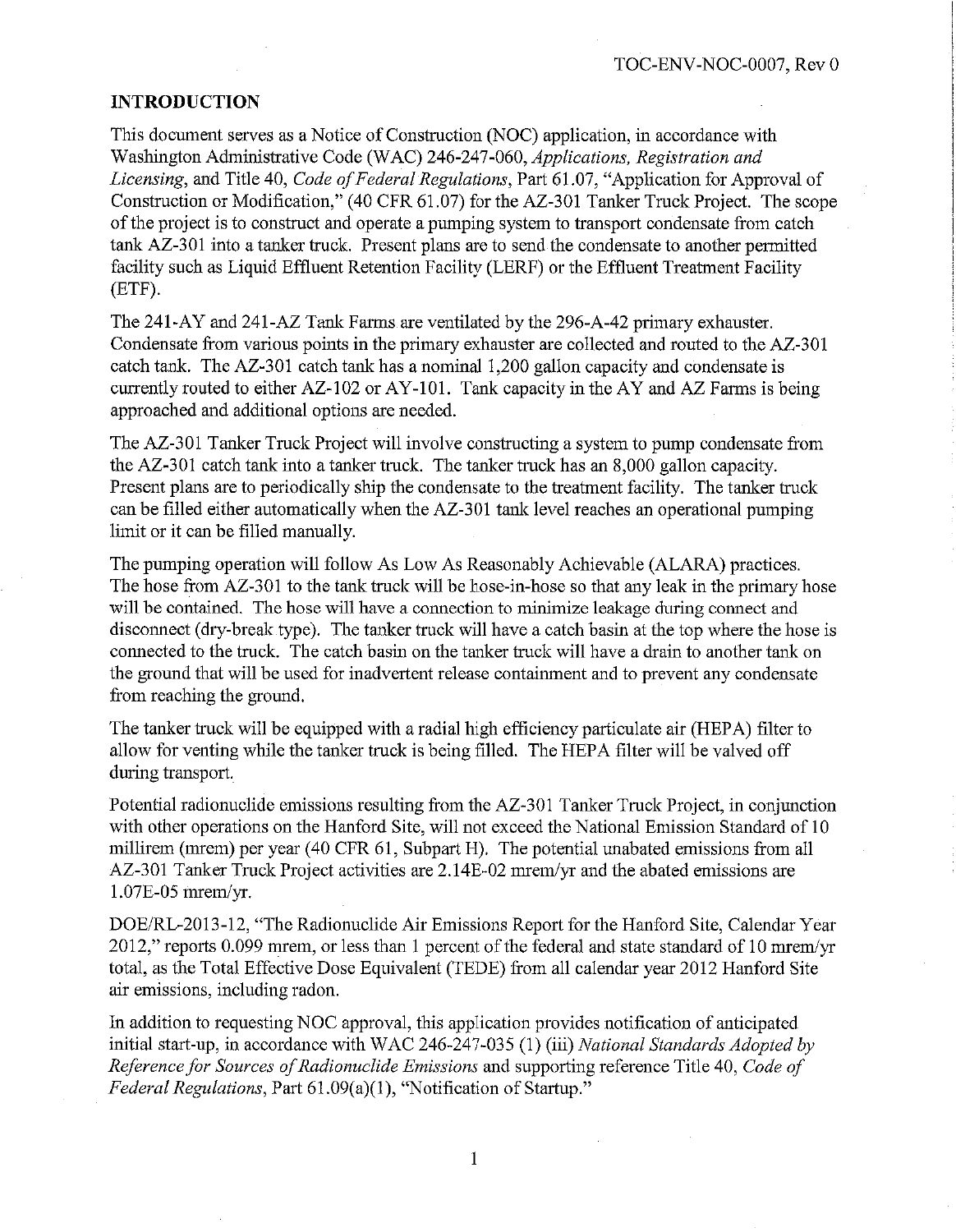## INTRODUCTION

This document serves as a Notice of Construction (NOC) application, in accordance with Washington Administrative Code (WAC) 246-247-060, *Applications, Registration and Licensing*, and Title 40, *Code of Federal Regulations*, Part 61.07, "Application for Approval of Construction or Modification," (40 CFR 61.07) for the AZ-301 Tanker Truck Project. The scope of the project is to construct and operate a pumping system to transport condensate from catch tank AZ-301 into a tanker truck. Present plans are to send the condensate to another permitted facility such as Liquid Effluent Retention Facility (LERF) or the Effluent Treatment Facility (ETF).

The 241-AY and 241-AZ Tank Farms are ventilated by the 296-A-42 primary exhauster. Condensate from various points in the primary exhauster are collected and routed to the AZ-301 catch tank. The AZ-301 catch tank has a nominal 1,200 gallon capacity and condensate is currently routed to either AZ-102 or AY-101. Tank capacity in the AY and AZ Farms is being approached and additional options are needed.

The AZ-301 Tanker Truck Project will involve constructing a system to pump condensate from the AZ-301 catch tank into a tanker truck. The tanker truck has an 8,000 gallon capacity. Present plans are to periodically ship the condensate to the treatment facility. The tanker truck can be filled either automatically when the AZ-301 tank level reaches an operational pumping limit or it can be filled manually.

The pumping operation will follow As Low As Reasonably Achievable (ALARA) practices. The hose from AZ-301 to the tank truck will be hose-in-hose so that any leak in the primary hose will be contained. The hose will have a connection to minimize leakage during connect and disconnect (dry-break type). The tanker truck will have a catch basin at the top where the hose is connected to the truck. The catch basin on the tanker truck will have a drain to another tank on the ground that will be used for inadvertent release containment and to prevent any condensate from reaching the ground.

The tanker truck will be equipped with a radial high efficiency particulate air (HEPA) filter to allow for venting while the tanker truck is being filled. The HEPA filter will be valved off during transport.

Potential radionuclide emissions resulting from the AZ-301 Tanker Truck Project, in conjunction with other operations on the Hanford Site, will not exceed the National Emission Standard of 10 millirem (mrem) per year (40 CFR 61, Subpart H). The potential unabated emissions from all AZ-301 Tanker Truck Project activities are 2.14E-02 mrem/yr and the abated emissions are 1.07E-05 mrem/yr.

DOE/RL-2013-12, "The Radionuclide Air Emissions Report for the Hanford Site, Calendar Year 2012," reports 0.099 mrem, or less than 1 percent of the federal and state standard of 10 mrem/yr total, as the Total Effective Dose Equivalent (TEDE) from all calendar year 2012 Hanford Site air emissions, including radon.

In addition to requesting NOC approval, this application provides notification of anticipated initial start-up, in accordance with WAC 246-247-035 (1) (iii) *National Standards Adopted by Reference for Sources of Radionuclide Emissions* and supporting reference Title 40, *Code of Federal Regulations*, Part 61.09(a)(1), "Notification of Startup."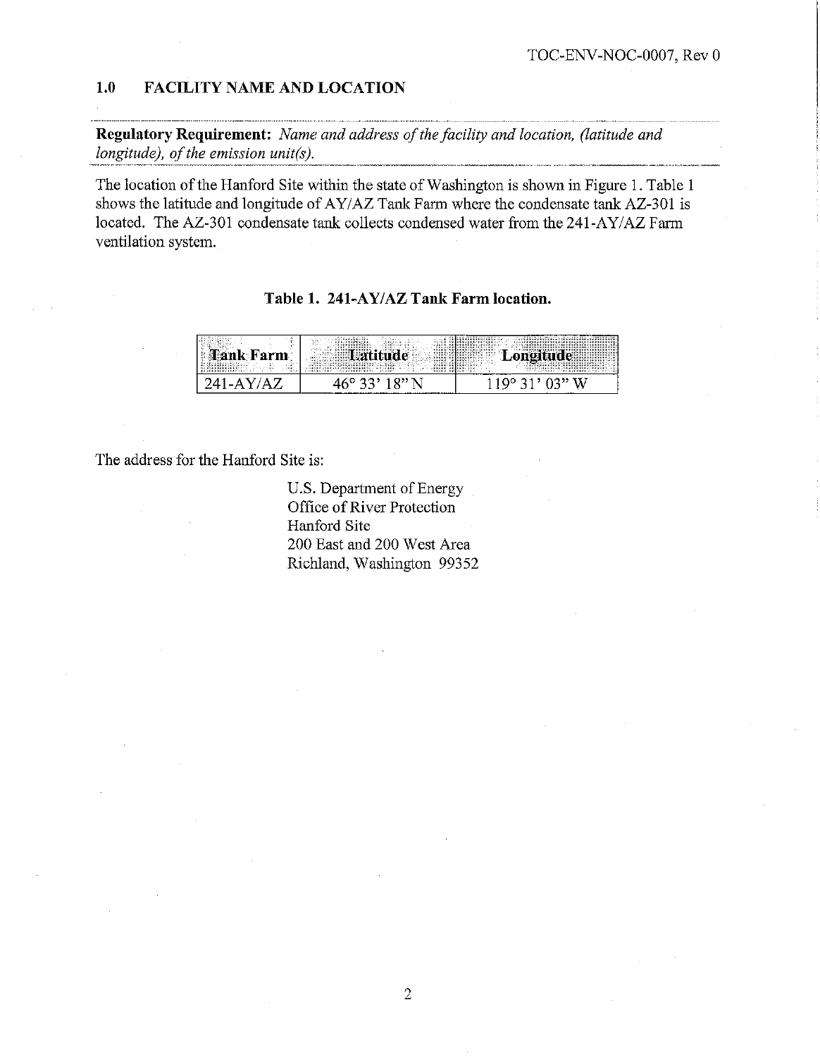## 1.0 FACILITY NAME AND LOCATION

**Regulatory Requirement:** *Name and address of the facility and location, (latitude and longitude), of the emission unit(s).*

The location of the Hanford Site within the state of Washington is shown in Figure 1. Table 1 shows the latitude and longitude of AY/AZ Tank Farm where the condensate tank AZ-301 is located. The AZ-301 condensate tank collects condensed water from the 241-AY/AZ Farm ventilation system.

**Table 1. 241-AY/AZ Tank Farm location.**

| Tank Farm | Latitude | Longitude |
|---|---|---|
| 241-AY/AZ | 46° 33' 18" N | 119° 31' 03" W |

The address for the Hanford Site is:

U.S. Department of Energy
Office of River Protection
Hanford Site
200 East and 200 West Area
Richland, Washington 99352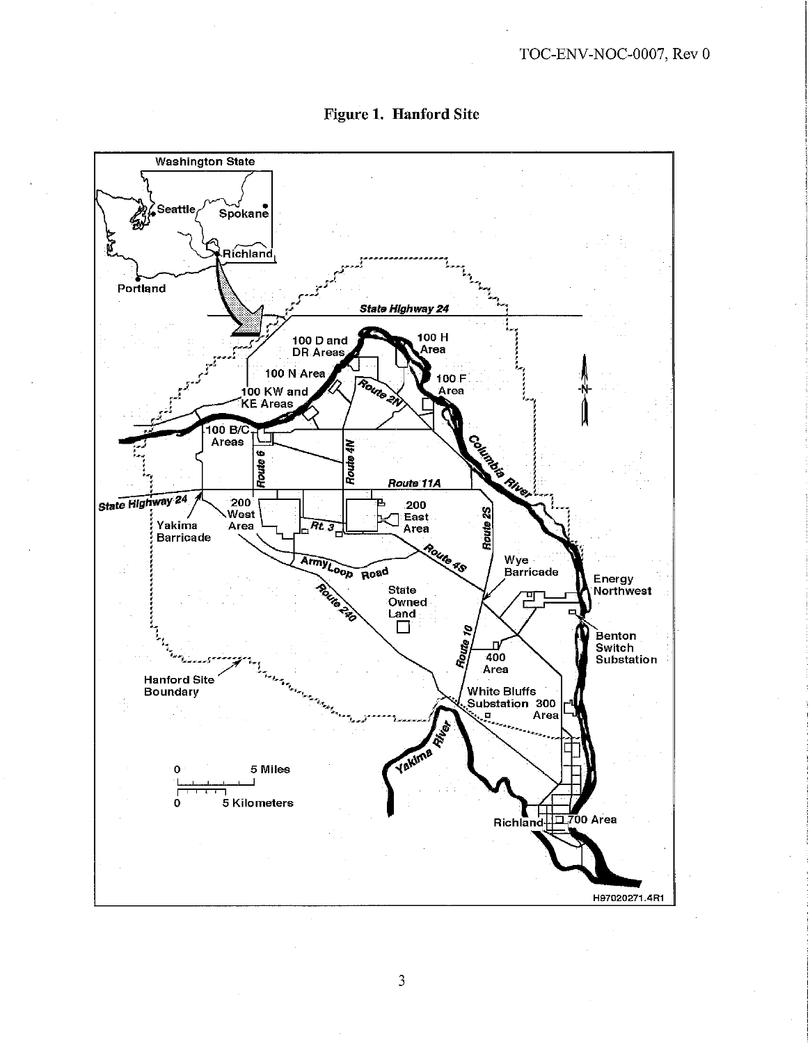**Figure 1. Hanford Site**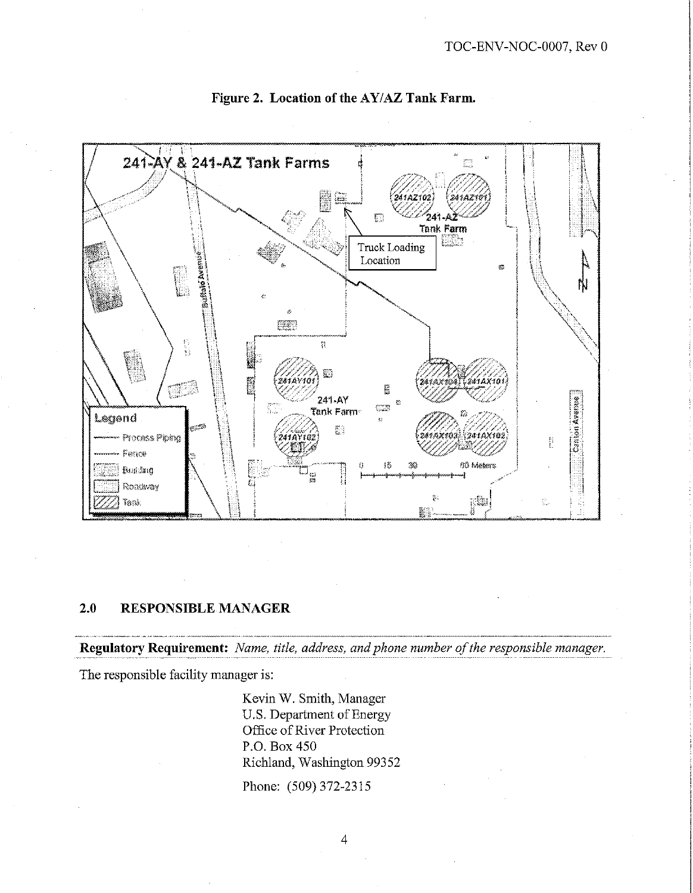**Figure 2. Location of the AY/AZ Tank Farm.**

## 2.0 RESPONSIBLE MANAGER

**Regulatory Requirement:** *Name, title, address, and phone number of the responsible manager.*

The responsible facility manager is:

Kevin W. Smith, Manager
U.S. Department of Energy
Office of River Protection
P.O. Box 450
Richland, Washington 99352

Phone: (509) 372-2315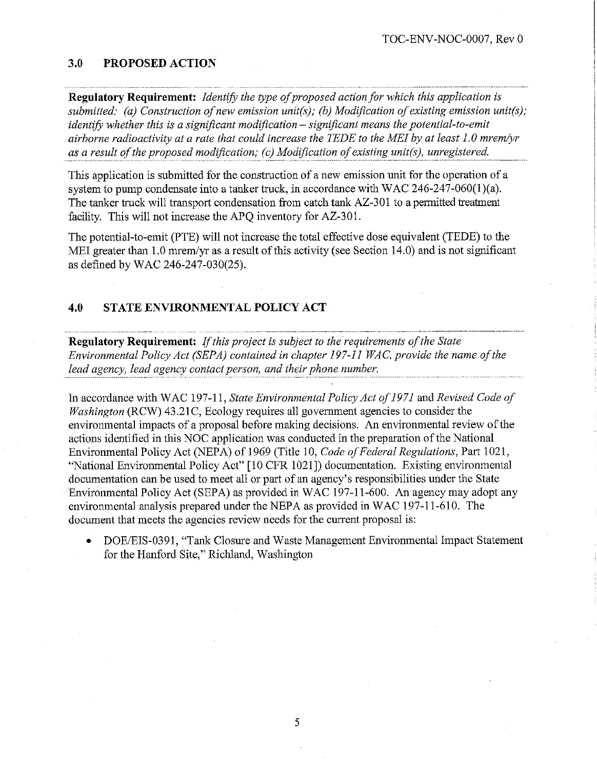## 3.0 PROPOSED ACTION

**Regulatory Requirement:** *Identify the type of proposed action for which this application is submitted: (a) Construction of new emission unit(s); (b) Modification of existing emission unit(s); identify whether this is a significant modification – significant means the potential-to-emit airborne radioactivity at a rate that could increase the TEDE to the MEI by at least 1.0 mrem/yr as a result of the proposed modification; (c) Modification of existing unit(s), unregistered.*

This application is submitted for the construction of a new emission unit for the operation of a system to pump condensate into a tanker truck, in accordance with WAC 246-247-060(1)(a). The tanker truck will transport condensation from catch tank AZ-301 to a permitted treatment facility. This will not increase the APQ inventory for AZ-301.

The potential-to-emit (PTE) will not increase the total effective dose equivalent (TEDE) to the MEI greater than 1.0 mrem/yr as a result of this activity (see Section 14.0) and is not significant as defined by WAC 246-247-030(25).

## 4.0 STATE ENVIRONMENTAL POLICY ACT

**Regulatory Requirement:** *If this project is subject to the requirements of the State Environmental Policy Act (SEPA) contained in chapter 197-11 WAC, provide the name of the lead agency, lead agency contact person, and their phone number.*

In accordance with WAC 197-11, *State Environmental Policy Act of 1971* and *Revised Code of Washington* (RCW) 43.21C, Ecology requires all government agencies to consider the environmental impacts of a proposal before making decisions. An environmental review of the actions identified in this NOC application was conducted in the preparation of the National Environmental Policy Act (NEPA) of 1969 (Title 10, *Code of Federal Regulations*, Part 1021, "National Environmental Policy Act" [10 CFR 1021]) documentation. Existing environmental documentation can be used to meet all or part of an agency's responsibilities under the State Environmental Policy Act (SEPA) as provided in WAC 197-11-600. An agency may adopt any environmental analysis prepared under the NEPA as provided in WAC 197-11-610. The document that meets the agencies review needs for the current proposal is:

- DOE/EIS-0391, "Tank Closure and Waste Management Environmental Impact Statement for the Hanford Site," Richland, Washington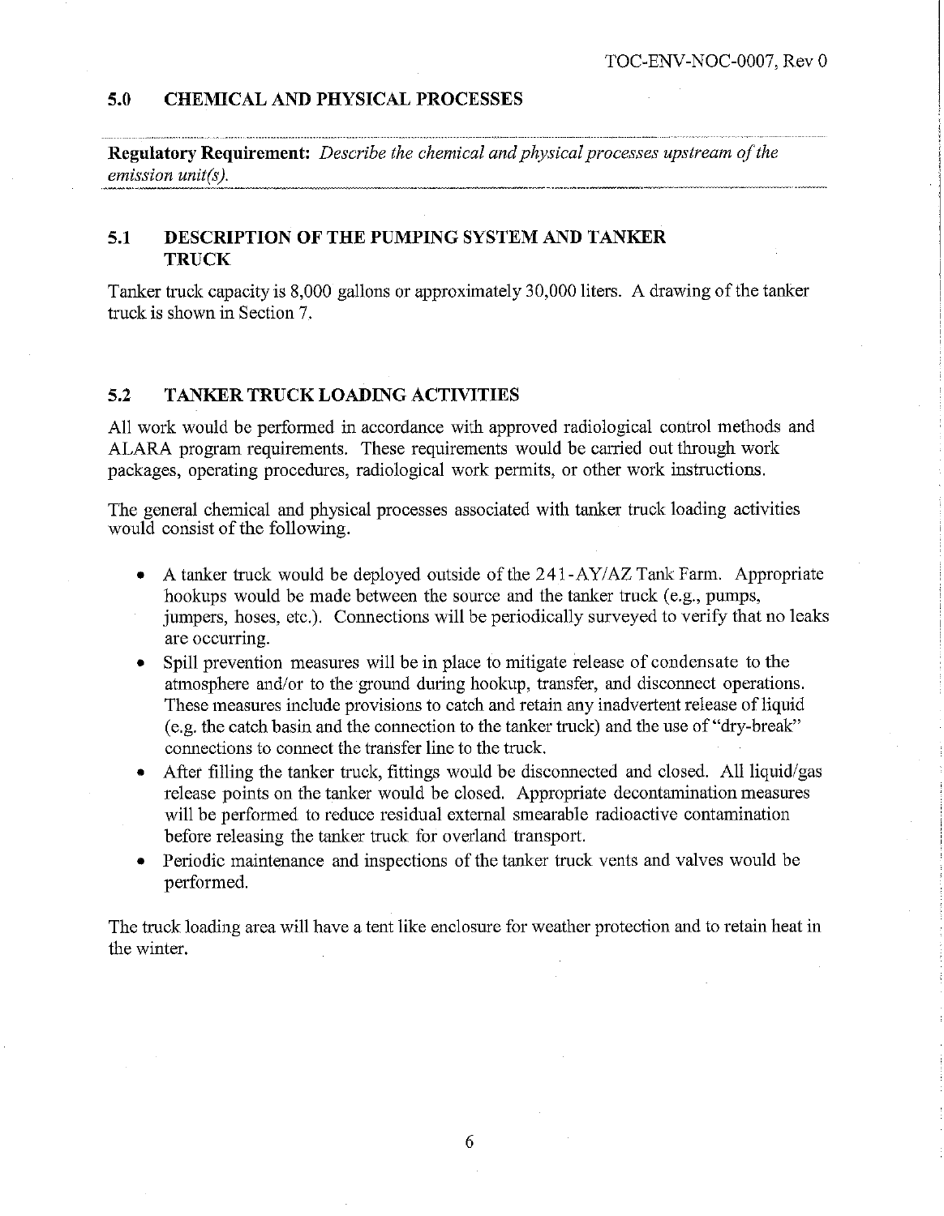## 5.0 CHEMICAL AND PHYSICAL PROCESSES

**Regulatory Requirement:** *Describe the chemical and physical processes upstream of the emission unit(s).*

### 5.1 DESCRIPTION OF THE PUMPING SYSTEM AND TANKER TRUCK

Tanker truck capacity is 8,000 gallons or approximately 30,000 liters. A drawing of the tanker truck is shown in Section 7.

### 5.2 TANKER TRUCK LOADING ACTIVITIES

All work would be performed in accordance with approved radiological control methods and ALARA program requirements. These requirements would be carried out through work packages, operating procedures, radiological work permits, or other work instructions.

The general chemical and physical processes associated with tanker truck loading activities would consist of the following.

- A tanker truck would be deployed outside of the 241-AY/AZ Tank Farm. Appropriate hookups would be made between the source and the tanker truck (e.g., pumps, jumpers, hoses, etc.). Connections will be periodically surveyed to verify that no leaks are occurring.
- Spill prevention measures will be in place to mitigate release of condensate to the atmosphere and/or to the ground during hookup, transfer, and disconnect operations. These measures include provisions to catch and retain any inadvertent release of liquid (e.g. the catch basin and the connection to the tanker truck) and the use of "dry-break" connections to connect the transfer line to the truck.
- After filling the tanker truck, fittings would be disconnected and closed. All liquid/gas release points on the tanker would be closed. Appropriate decontamination measures will be performed to reduce residual external smearable radioactive contamination before releasing the tanker truck for overland transport.
- Periodic maintenance and inspections of the tanker truck vents and valves would be performed.

The truck loading area will have a tent like enclosure for weather protection and to retain heat in the winter.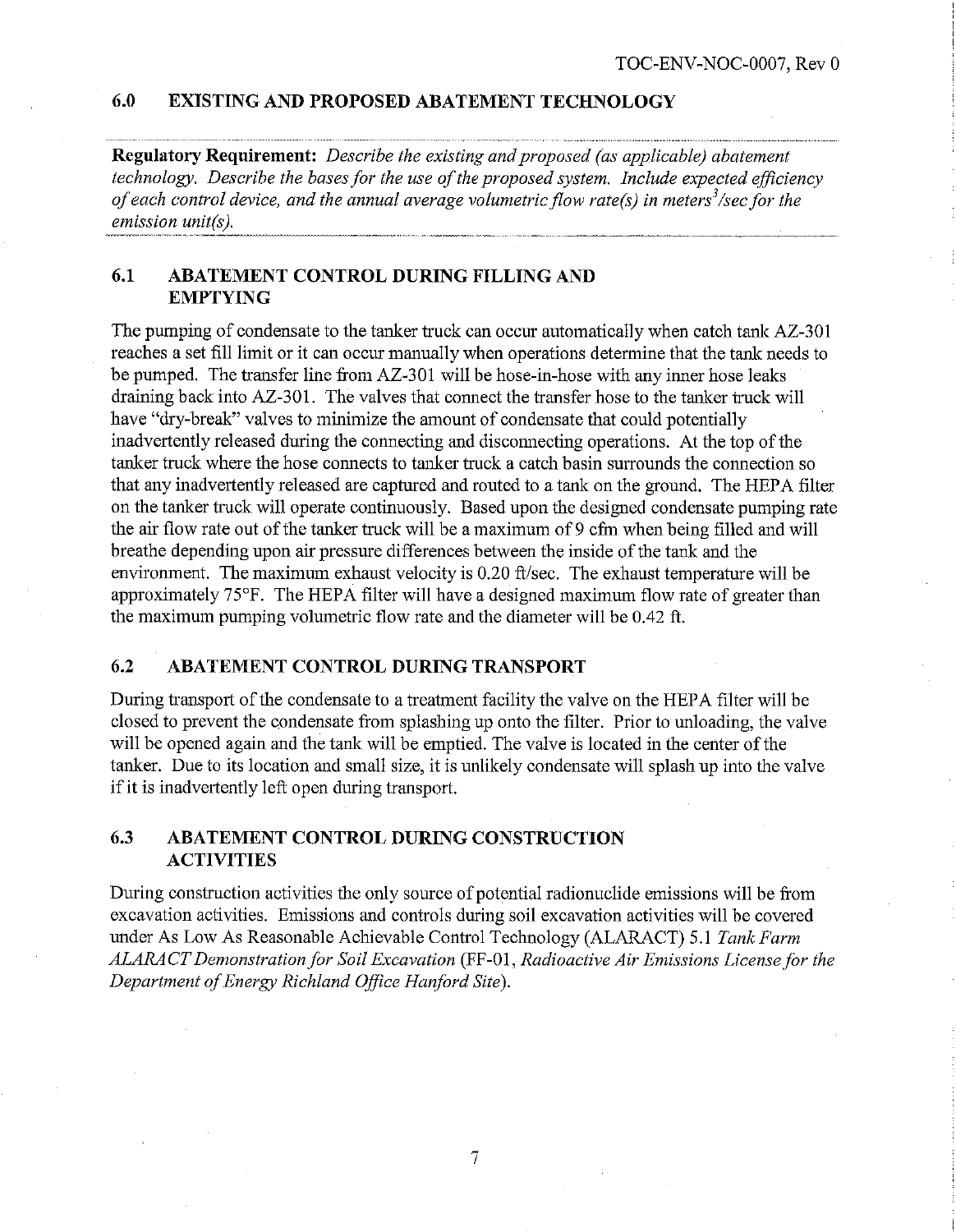## 6.0 EXISTING AND PROPOSED ABATEMENT TECHNOLOGY

**Regulatory Requirement:** *Describe the existing and proposed (as applicable) abatement technology. Describe the bases for the use of the proposed system. Include expected efficiency of each control device, and the annual average volumetric flow rate(s) in meters$^3$/sec for the emission unit(s).*

## 6.1 ABATEMENT CONTROL DURING FILLING AND EMPTYING

The pumping of condensate to the tanker truck can occur automatically when catch tank AZ-301 reaches a set fill limit or it can occur manually when operations determine that the tank needs to be pumped. The transfer line from AZ-301 will be hose-in-hose with any inner hose leaks draining back into AZ-301. The valves that connect the transfer hose to the tanker truck will have "dry-break" valves to minimize the amount of condensate that could potentially inadvertently released during the connecting and disconnecting operations. At the top of the tanker truck where the hose connects to tanker truck a catch basin surrounds the connection so that any inadvertently released are captured and routed to a tank on the ground. The HEPA filter on the tanker truck will operate continuously. Based upon the designed condensate pumping rate the air flow rate out of the tanker truck will be a maximum of 9 cfm when being filled and will breathe depending upon air pressure differences between the inside of the tank and the environment. The maximum exhaust velocity is 0.20 ft/sec. The exhaust temperature will be approximately 75°F. The HEPA filter will have a designed maximum flow rate of greater than the maximum pumping volumetric flow rate and the diameter will be 0.42 ft.

## 6.2 ABATEMENT CONTROL DURING TRANSPORT

During transport of the condensate to a treatment facility the valve on the HEPA filter will be closed to prevent the condensate from splashing up onto the filter. Prior to unloading, the valve will be opened again and the tank will be emptied. The valve is located in the center of the tanker. Due to its location and small size, it is unlikely condensate will splash up into the valve if it is inadvertently left open during transport.

## 6.3 ABATEMENT CONTROL DURING CONSTRUCTION ACTIVITIES

During construction activities the only source of potential radionuclide emissions will be from excavation activities. Emissions and controls during soil excavation activities will be covered under As Low As Reasonable Achievable Control Technology (ALARACT) 5.1 *Tank Farm ALARACT Demonstration for Soil Excavation* (FF-01, *Radioactive Air Emissions License for the Department of Energy Richland Office Hanford Site*).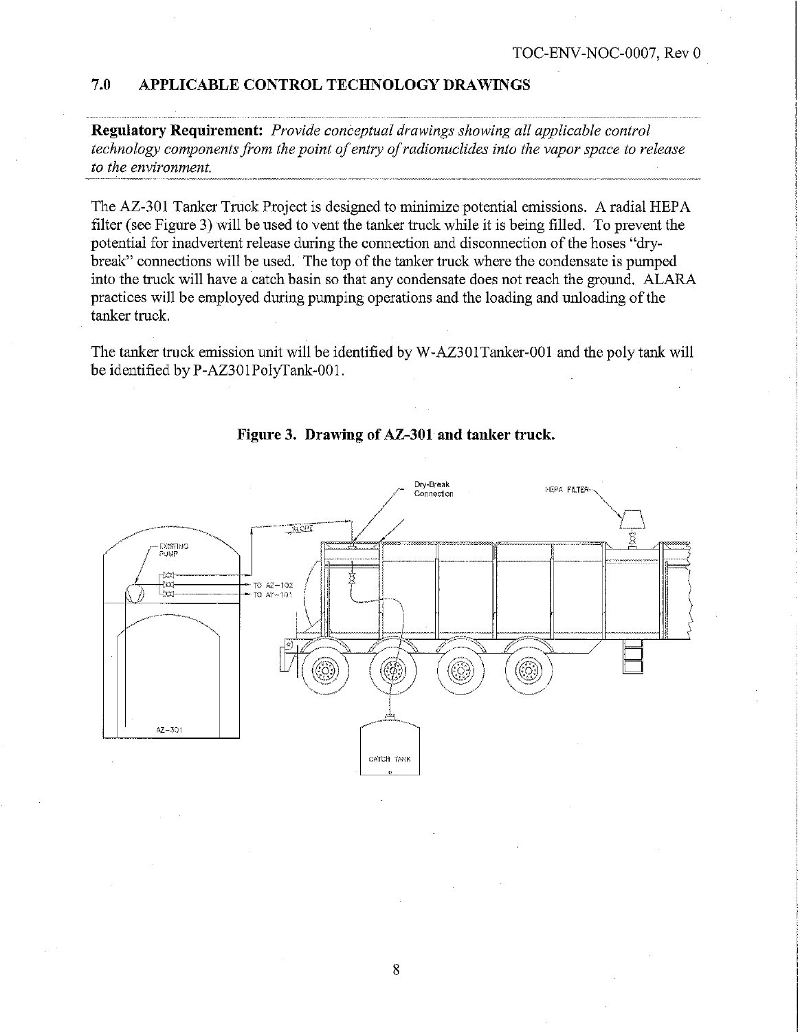## 7.0 APPLICABLE CONTROL TECHNOLOGY DRAWINGS

**Regulatory Requirement:** *Provide conceptual drawings showing all applicable control technology components from the point of entry of radionuclides into the vapor space to release to the environment.*

The AZ-301 Tanker Truck Project is designed to minimize potential emissions. A radial HEPA filter (see Figure 3) will be used to vent the tanker truck while it is being filled. To prevent the potential for inadvertent release during the connection and disconnection of the hoses "dry-break" connections will be used. The top of the tanker truck where the condensate is pumped into the truck will have a catch basin so that any condensate does not reach the ground. ALARA practices will be employed during pumping operations and the loading and unloading of the tanker truck.

The tanker truck emission unit will be identified by W-AZ301Tanker-001 and the poly tank will be identified by P-AZ301PolyTank-001.

**Figure 3. Drawing of AZ-301 and tanker truck.**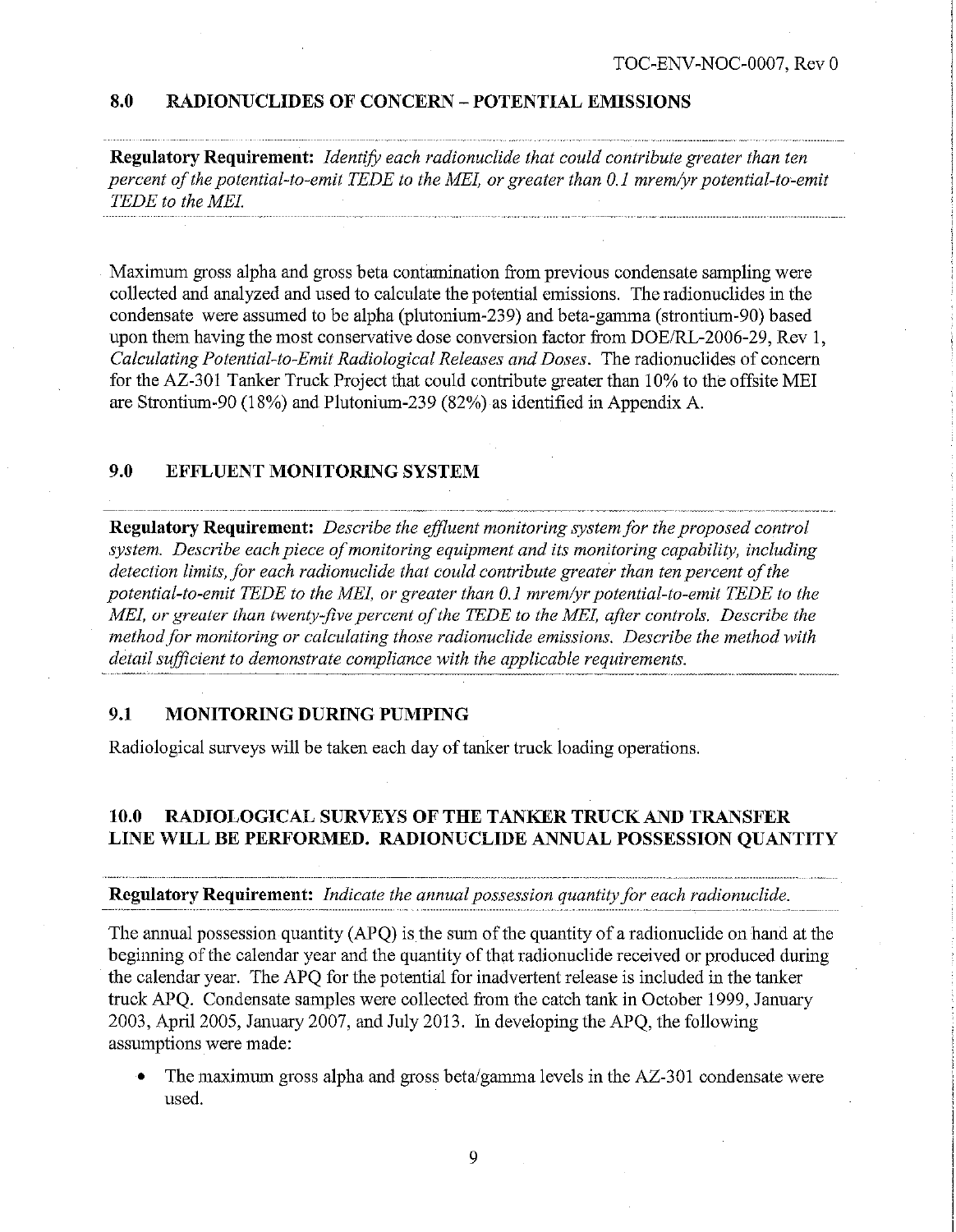## 8.0 RADIONUCLIDES OF CONCERN – POTENTIAL EMISSIONS

**Regulatory Requirement:** *Identify each radionuclide that could contribute greater than ten percent of the potential-to-emit TEDE to the MEI, or greater than 0.1 mrem/yr potential-to-emit TEDE to the MEI.*

Maximum gross alpha and gross beta contamination from previous condensate sampling were collected and analyzed and used to calculate the potential emissions. The radionuclides in the condensate were assumed to be alpha (plutonium-239) and beta-gamma (strontium-90) based upon them having the most conservative dose conversion factor from DOE/RL-2006-29, Rev 1, *Calculating Potential-to-Emit Radiological Releases and Doses*. The radionuclides of concern for the AZ-301 Tanker Truck Project that could contribute greater than 10% to the offsite MEI are Strontium-90 (18%) and Plutonium-239 (82%) as identified in Appendix A.

## 9.0 EFFLUENT MONITORING SYSTEM

**Regulatory Requirement:** *Describe the effluent monitoring system for the proposed control system. Describe each piece of monitoring equipment and its monitoring capability, including detection limits, for each radionuclide that could contribute greater than ten percent of the potential-to-emit TEDE to the MEI, or greater than 0.1 mrem/yr potential-to-emit TEDE to the MEI, or greater than twenty-five percent of the TEDE to the MEI, after controls. Describe the method for monitoring or calculating those radionuclide emissions. Describe the method with detail sufficient to demonstrate compliance with the applicable requirements.*

### 9.1 MONITORING DURING PUMPING

Radiological surveys will be taken each day of tanker truck loading operations.

## 10.0 RADIOLOGICAL SURVEYS OF THE TANKER TRUCK AND TRANSFER LINE WILL BE PERFORMED. RADIONUCLIDE ANNUAL POSSESSION QUANTITY

**Regulatory Requirement:** *Indicate the annual possession quantity for each radionuclide.*

The annual possession quantity (APQ) is the sum of the quantity of a radionuclide on hand at the beginning of the calendar year and the quantity of that radionuclide received or produced during the calendar year. The APQ for the potential for inadvertent release is included in the tanker truck APQ. Condensate samples were collected from the catch tank in October 1999, January 2003, April 2005, January 2007, and July 2013. In developing the APQ, the following assumptions were made:

- The maximum gross alpha and gross beta/gamma levels in the AZ-301 condensate were used.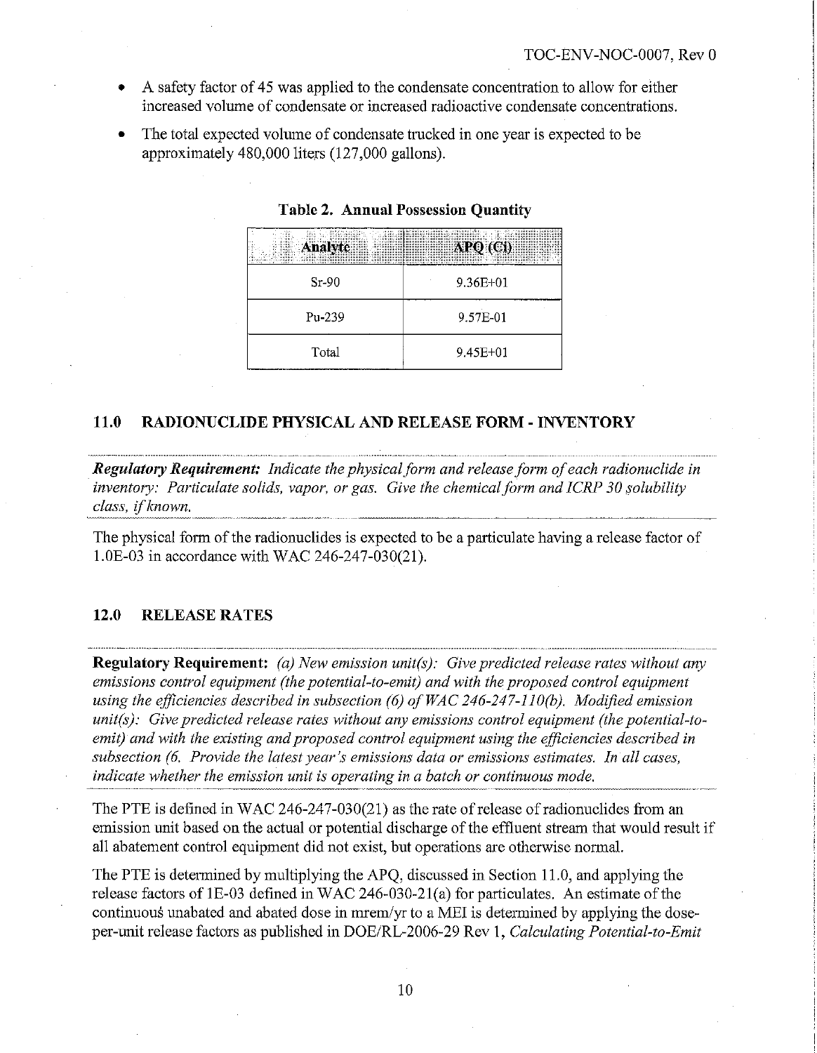- A safety factor of 45 was applied to the condensate concentration to allow for either increased volume of condensate or increased radioactive condensate concentrations.
- The total expected volume of condensate trucked in one year is expected to be approximately 480,000 liters (127,000 gallons).

**Table 2. Annual Possession Quantity**

| Analyte | APQ (Ci) |
|---|---|
| Sr-90 | 9.36E+01 |
| Pu-239 | 9.57E-01 |
| Total | 9.45E+01 |

## 11.0 RADIONUCLIDE PHYSICAL AND RELEASE FORM - INVENTORY

***Regulatory Requirement:*** *Indicate the physical form and release form of each radionuclide in inventory: Particulate solids, vapor, or gas. Give the chemical form and ICRP 30 solubility class, if known.*

The physical form of the radionuclides is expected to be a particulate having a release factor of 1.0E-03 in accordance with WAC 246-247-030(21).

## 12.0 RELEASE RATES

**Regulatory Requirement:** *(a) New emission unit(s): Give predicted release rates without any emissions control equipment (the potential-to-emit) and with the proposed control equipment using the efficiencies described in subsection (6) of WAC 246-247-110(b). Modified emission unit(s): Give predicted release rates without any emissions control equipment (the potential-to-emit) and with the existing and proposed control equipment using the efficiencies described in subsection (6. Provide the latest year's emissions data or emissions estimates. In all cases, indicate whether the emission unit is operating in a batch or continuous mode.*

The PTE is defined in WAC 246-247-030(21) as the rate of release of radionuclides from an emission unit based on the actual or potential discharge of the effluent stream that would result if all abatement control equipment did not exist, but operations are otherwise normal.

The PTE is determined by multiplying the APQ, discussed in Section 11.0, and applying the release factors of 1E-03 defined in WAC 246-030-21(a) for particulates. An estimate of the continuous unabated and abated dose in mrem/yr to a MEI is determined by applying the dose-per-unit release factors as published in DOE/RL-2006-29 Rev 1, *Calculating Potential-to-Emit*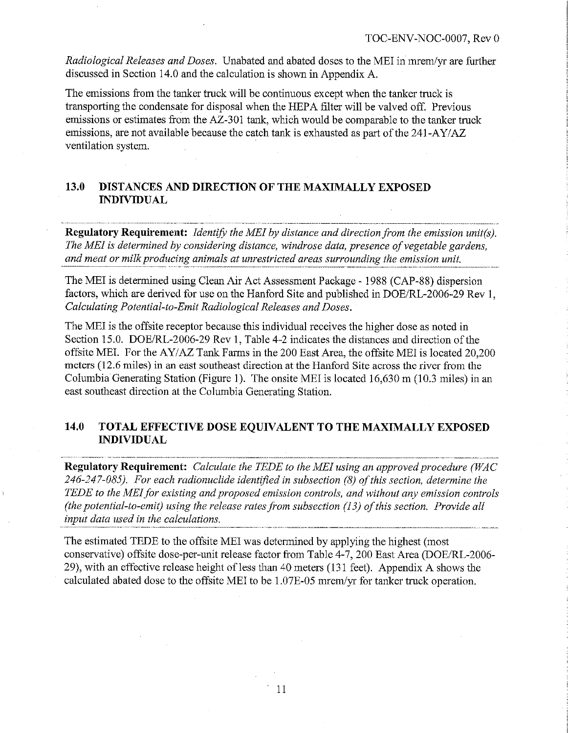*Radiological Releases and Doses*. Unabated and abated doses to the MEI in mrem/yr are further discussed in Section 14.0 and the calculation is shown in Appendix A.

The emissions from the tanker truck will be continuous except when the tanker truck is transporting the condensate for disposal when the HEPA filter will be valved off. Previous emissions or estimates from the AZ-301 tank, which would be comparable to the tanker truck emissions, are not available because the catch tank is exhausted as part of the 241-AY/AZ ventilation system.

## 13.0 DISTANCES AND DIRECTION OF THE MAXIMALLY EXPOSED INDIVIDUAL

**Regulatory Requirement:** *Identify the MEI by distance and direction from the emission unit(s). The MEI is determined by considering distance, windrose data, presence of vegetable gardens, and meat or milk producing animals at unrestricted areas surrounding the emission unit.*

The MEI is determined using Clean Air Act Assessment Package - 1988 (CAP-88) dispersion factors, which are derived for use on the Hanford Site and published in DOE/RL-2006-29 Rev 1, *Calculating Potential-to-Emit Radiological Releases and Doses*.

The MEI is the offsite receptor because this individual receives the higher dose as noted in Section 15.0. DOE/RL-2006-29 Rev 1, Table 4-2 indicates the distances and direction of the offsite MEI. For the AY/AZ Tank Farms in the 200 East Area, the offsite MEI is located 20,200 meters (12.6 miles) in an east southeast direction at the Hanford Site across the river from the Columbia Generating Station (Figure 1). The onsite MEI is located 16,630 m (10.3 miles) in an east southeast direction at the Columbia Generating Station.

## 14.0 TOTAL EFFECTIVE DOSE EQUIVALENT TO THE MAXIMALLY EXPOSED INDIVIDUAL

**Regulatory Requirement:** *Calculate the TEDE to the MEI using an approved procedure (WAC 246-247-085). For each radionuclide identified in subsection (8) of this section, determine the TEDE to the MEI for existing and proposed emission controls, and without any emission controls (the potential-to-emit) using the release rates from subsection (13) of this section. Provide all input data used in the calculations.*

The estimated TEDE to the offsite MEI was determined by applying the highest (most conservative) offsite dose-per-unit release factor from Table 4-7, 200 East Area (DOE/RL-2006-29), with an effective release height of less than 40 meters (131 feet). Appendix A shows the calculated abated dose to the offsite MEI to be 1.07E-05 mrem/yr for tanker truck operation.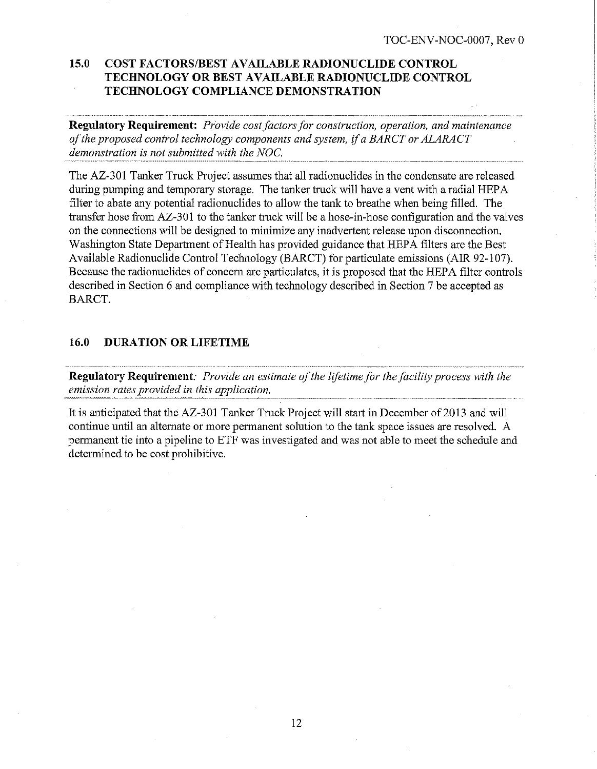## 15.0 COST FACTORS/BEST AVAILABLE RADIONUCLIDE CONTROL TECHNOLOGY OR BEST AVAILABLE RADIONUCLIDE CONTROL TECHNOLOGY COMPLIANCE DEMONSTRATION

**Regulatory Requirement:** *Provide cost factors for construction, operation, and maintenance of the proposed control technology components and system, if a BARCT or ALARACT demonstration is not submitted with the NOC.*

The AZ-301 Tanker Truck Project assumes that all radionuclides in the condensate are released during pumping and temporary storage. The tanker truck will have a vent with a radial HEPA filter to abate any potential radionuclides to allow the tank to breathe when being filled. The transfer hose from AZ-301 to the tanker truck will be a hose-in-hose configuration and the valves on the connections will be designed to minimize any inadvertent release upon disconnection. Washington State Department of Health has provided guidance that HEPA filters are the Best Available Radionuclide Control Technology (BARCT) for particulate emissions (AIR 92-107). Because the radionuclides of concern are particulates, it is proposed that the HEPA filter controls described in Section 6 and compliance with technology described in Section 7 be accepted as BARCT.

## 16.0 DURATION OR LIFETIME

**Regulatory Requirement:** *Provide an estimate of the lifetime for the facility process with the emission rates provided in this application.*

It is anticipated that the AZ-301 Tanker Truck Project will start in December of 2013 and will continue until an alternate or more permanent solution to the tank space issues are resolved. A permanent tie into a pipeline to ETF was investigated and was not able to meet the schedule and determined to be cost prohibitive.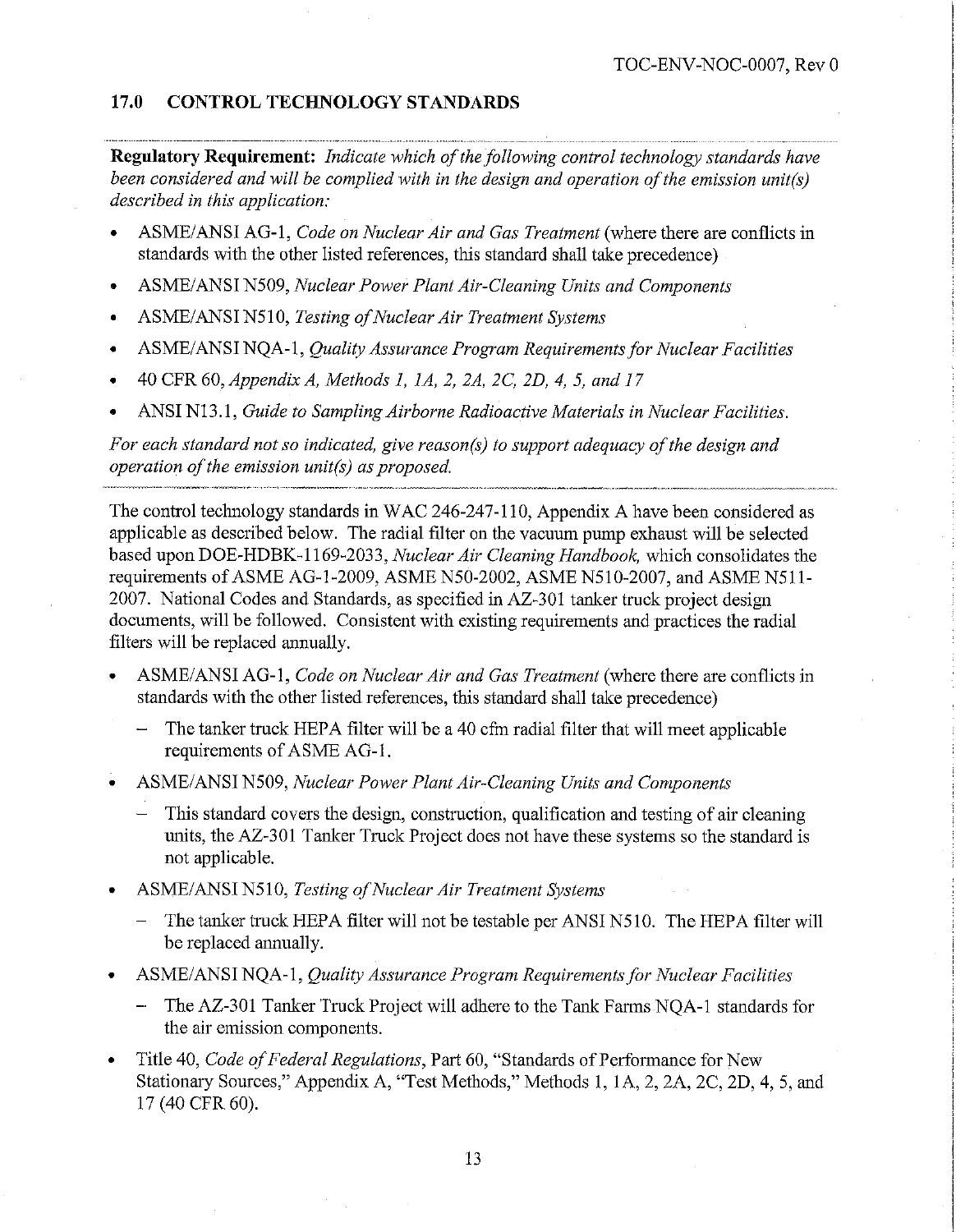## 17.0 CONTROL TECHNOLOGY STANDARDS

**Regulatory Requirement:** *Indicate which of the following control technology standards have been considered and will be complied with in the design and operation of the emission unit(s) described in this application:*

- ASME/ANSI AG-1, *Code on Nuclear Air and Gas Treatment* (where there are conflicts in standards with the other listed references, this standard shall take precedence)
- ASME/ANSI N509, *Nuclear Power Plant Air-Cleaning Units and Components*
- ASME/ANSI N510, *Testing of Nuclear Air Treatment Systems*
- ASME/ANSI NQA-1, *Quality Assurance Program Requirements for Nuclear Facilities*
- 40 CFR 60, *Appendix A, Methods 1, 1A, 2, 2A, 2C, 2D, 4, 5, and 17*
- ANSI N13.1, *Guide to Sampling Airborne Radioactive Materials in Nuclear Facilities.*

*For each standard not so indicated, give reason(s) to support adequacy of the design and operation of the emission unit(s) as proposed.*

The control technology standards in WAC 246-247-110, Appendix A have been considered as applicable as described below. The radial filter on the vacuum pump exhaust will be selected based upon DOE-HDBK-1169-2033, *Nuclear Air Cleaning Handbook,* which consolidates the requirements of ASME AG-1-2009, ASME N50-2002, ASME N510-2007, and ASME N511-2007. National Codes and Standards, as specified in AZ-301 tanker truck project design documents, will be followed. Consistent with existing requirements and practices the radial filters will be replaced annually.

- ASME/ANSI AG-1, *Code on Nuclear Air and Gas Treatment* (where there are conflicts in standards with the other listed references, this standard shall take precedence)
  - The tanker truck HEPA filter will be a 40 cfm radial filter that will meet applicable requirements of ASME AG-1.
- ASME/ANSI N509, *Nuclear Power Plant Air-Cleaning Units and Components*
  - This standard covers the design, construction, qualification and testing of air cleaning units, the AZ-301 Tanker Truck Project does not have these systems so the standard is not applicable.
- ASME/ANSI N510, *Testing of Nuclear Air Treatment Systems*
  - The tanker truck HEPA filter will not be testable per ANSI N510. The HEPA filter will be replaced annually.
- ASME/ANSI NQA-1, *Quality Assurance Program Requirements for Nuclear Facilities*
  - The AZ-301 Tanker Truck Project will adhere to the Tank Farms NQA-1 standards for the air emission components.
- Title 40, *Code of Federal Regulations*, Part 60, "Standards of Performance for New Stationary Sources," Appendix A, "Test Methods," Methods 1, 1A, 2, 2A, 2C, 2D, 4, 5, and 17 (40 CFR 60).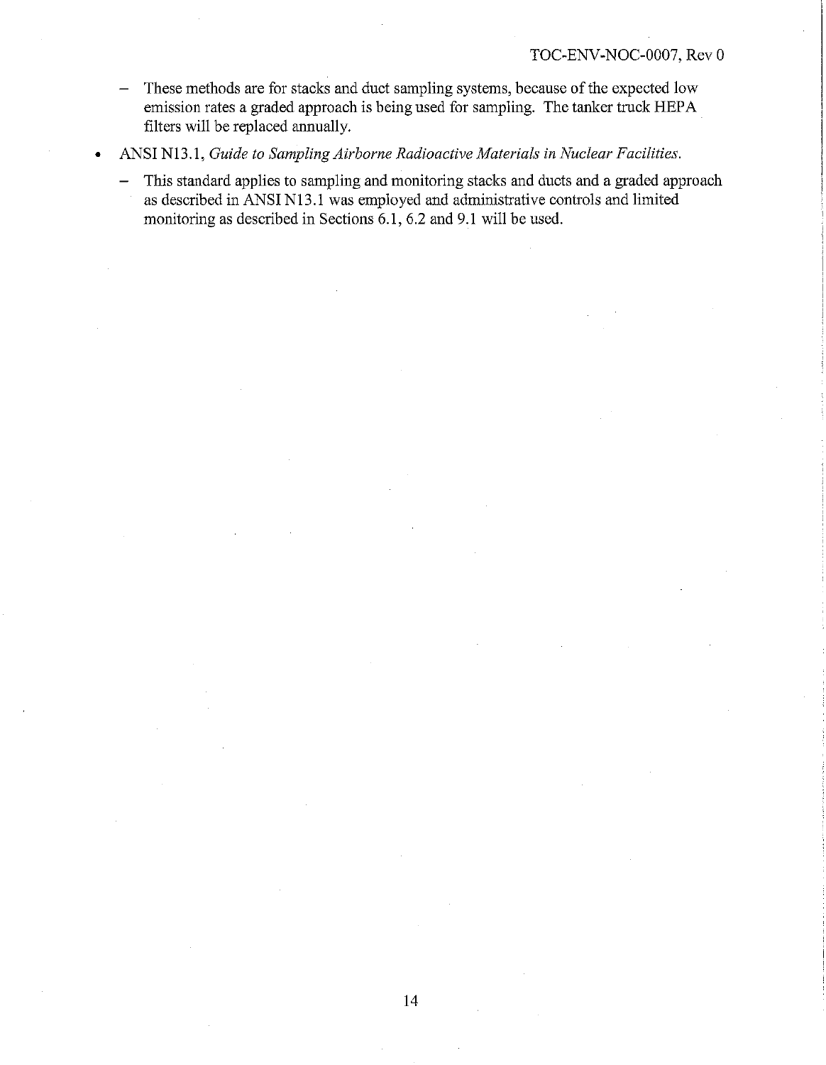- These methods are for stacks and duct sampling systems, because of the expected low emission rates a graded approach is being used for sampling. The tanker truck HEPA filters will be replaced annually.

- ANSI N13.1, *Guide to Sampling Airborne Radioactive Materials in Nuclear Facilities.*
  - This standard applies to sampling and monitoring stacks and ducts and a graded approach as described in ANSI N13.1 was employed and administrative controls and limited monitoring as described in Sections 6.1, 6.2 and 9.1 will be used.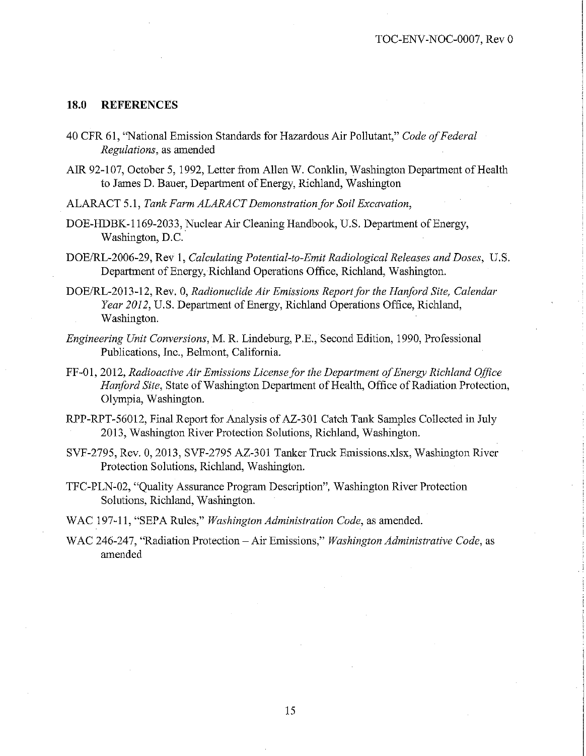## 18.0 REFERENCES

40 CFR 61, "National Emission Standards for Hazardous Air Pollutant," *Code of Federal Regulations*, as amended

AIR 92-107, October 5, 1992, Letter from Allen W. Conklin, Washington Department of Health to James D. Bauer, Department of Energy, Richland, Washington

ALARACT 5.1, *Tank Farm ALARACT Demonstration for Soil Excavation*,

DOE-HDBK-1169-2033, Nuclear Air Cleaning Handbook, U.S. Department of Energy, Washington, D.C.

DOE/RL-2006-29, Rev 1, *Calculating Potential-to-Emit Radiological Releases and Doses*, U.S. Department of Energy, Richland Operations Office, Richland, Washington.

DOE/RL-2013-12, Rev. 0, *Radionuclide Air Emissions Report for the Hanford Site, Calendar Year 2012*, U.S. Department of Energy, Richland Operations Office, Richland, Washington.

*Engineering Unit Conversions*, M. R. Lindeburg, P.E., Second Edition, 1990, Professional Publications, Inc., Belmont, California.

FF-01, 2012, *Radioactive Air Emissions License for the Department of Energy Richland Office Hanford Site*, State of Washington Department of Health, Office of Radiation Protection, Olympia, Washington.

RPP-RPT-56012, Final Report for Analysis of AZ-301 Catch Tank Samples Collected in July 2013, Washington River Protection Solutions, Richland, Washington.

SVF-2795, Rev. 0, 2013, SVF-2795 AZ-301 Tanker Truck Emissions.xlsx, Washington River Protection Solutions, Richland, Washington.

TFC-PLN-02, "Quality Assurance Program Description", Washington River Protection Solutions, Richland, Washington.

WAC 197-11, "SEPA Rules," *Washington Administration Code*, as amended.

WAC 246-247, "Radiation Protection – Air Emissions," *Washington Administrative Code*, as amended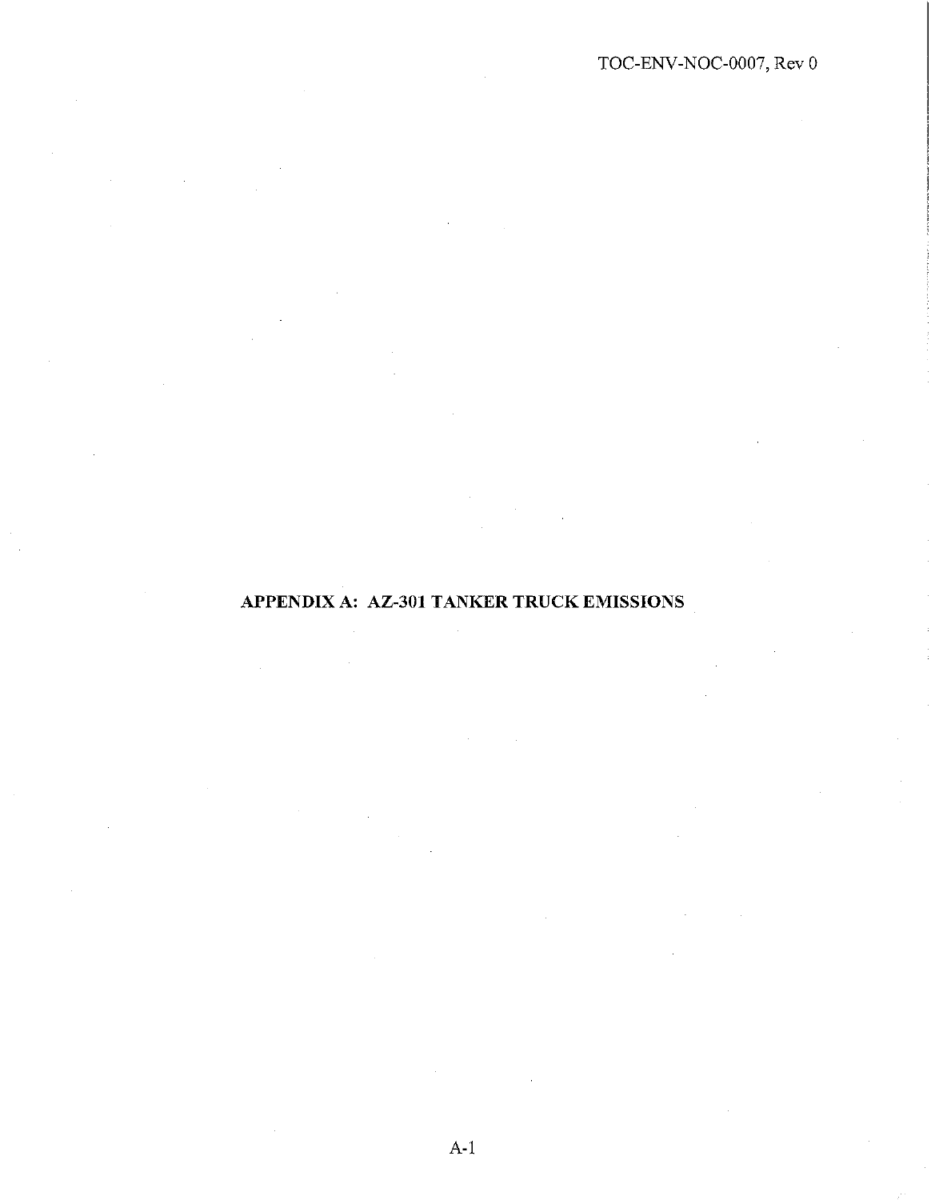# APPENDIX A: AZ-301 TANKER TRUCK EMISSIONS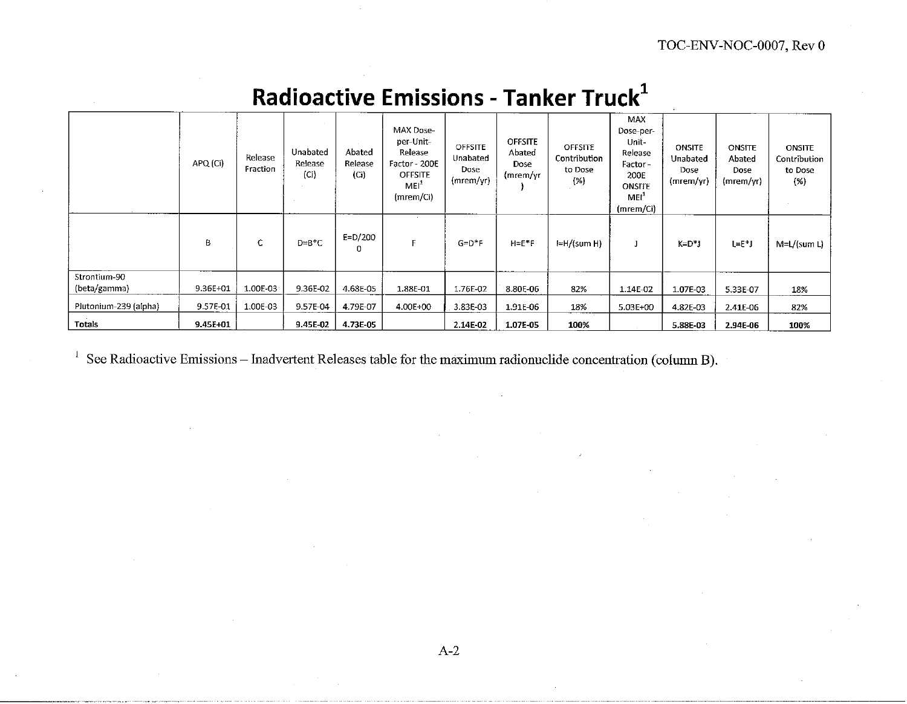# Radioactive Emissions - Tanker Truck[1]

| | APQ (Ci) | Release Fraction | Unabated Release (Ci) | Abated Release (Ci) | MAX Dose-per-Unit-Release Factor - 200E OFFSITE MEI[1] (mrem/Ci) | OFFSITE Unabated Dose (mrem/yr) | OFFSITE Abated Dose (mrem/yr) | OFFSITE Contribution to Dose (%) | MAX Dose-per-Unit-Release Factor - 200E ONSITE MEI[1] (mrem/Ci) | ONSITE Unabated Dose (mrem/yr) | ONSITE Abated Dose (mrem/yr) | ONSITE Contribution to Dose (%) |
|---|---|---|---|---|---|---|---|---|---|---|---|---|
| | B | C | D=B*C | E=D/2000 | F | G=D*F | H=E*F | I=H/(sum H) | J | K=D*J | L=E*J | M=L/(sum L) |
| Strontium-90 (beta/gamma) | 9.36E+01 | 1.00E-03 | 9.36E-02 | 4.68E-05 | 1.88E-01 | 1.76E-02 | 8.80E-06 | 82% | 1.14E-02 | 1.07E-03 | 5.33E-07 | 18% |
| Plutonium-239 (alpha) | 9.57E-01 | 1.00E-03 | 9.57E-04 | 4.79E-07 | 4.00E+00 | 3.83E-03 | 1.91E-06 | 18% | 5.03E+00 | 4.82E-03 | 2.41E-06 | 82% |
| **Totals** | **9.45E+01** | | **9.45E-02** | **4.73E-05** | | **2.14E-02** | **1.07E-05** | **100%** | | **5.88E-03** | **2.94E-06** | **100%** |

[1] See Radioactive Emissions – Inadvertent Releases table for the maximum radionuclide concentration (column B).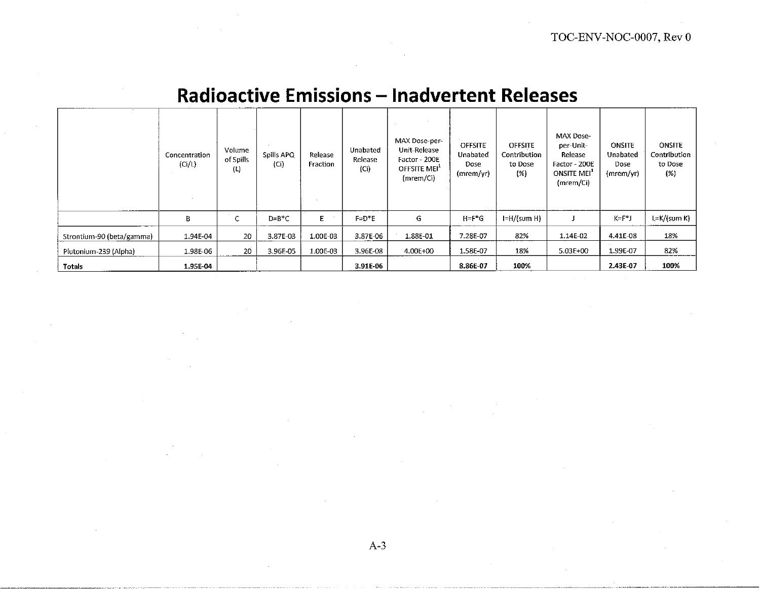# Radioactive Emissions – Inadvertent Releases

| | Concentration (Ci/L) | Volume of Spills (L) | Spills APQ (Ci) | Release Fraction | Unabated Release (Ci) | MAX Dose-per-Unit-Release Factor - 200E OFFSITE MEI[1] (mrem/Ci) | OFFSITE Unabated Dose (mrem/yr) | OFFSITE Contribution to Dose (%) | MAX Dose-per-Unit-Release Factor - 200E ONSITE MEI[1] (mrem/Ci) | ONSITE Unabated Dose (mrem/yr) | ONSITE Contribution to Dose (%) |
|---|---|---|---|---|---|---|---|---|---|---|---|
| | B | C | D=B*C | E | F=D*E | G | H=F*G | I=H/(sum H) | J | K=F*J | L=K/(sum K) |
| Strontium-90 (beta/gamma) | 1.94E-04 | 20 | 3.87E-03 | 1.00E-03 | 3.87E-06 | 1.88E-01 | 7.28E-07 | 82% | 1.14E-02 | 4.41E-08 | 18% |
| Plutonium-239 (Alpha) | 1.98E-06 | 20 | 3.96E-05 | 1.00E-03 | 3.96E-08 | 4.00E+00 | 1.58E-07 | 18% | 5.03E+00 | 1.99E-07 | 82% |
| **Totals** | **1.95E-04** | | | | **3.91E-06** | | **8.86E-07** | **100%** | | **2.43E-07** | **100%** |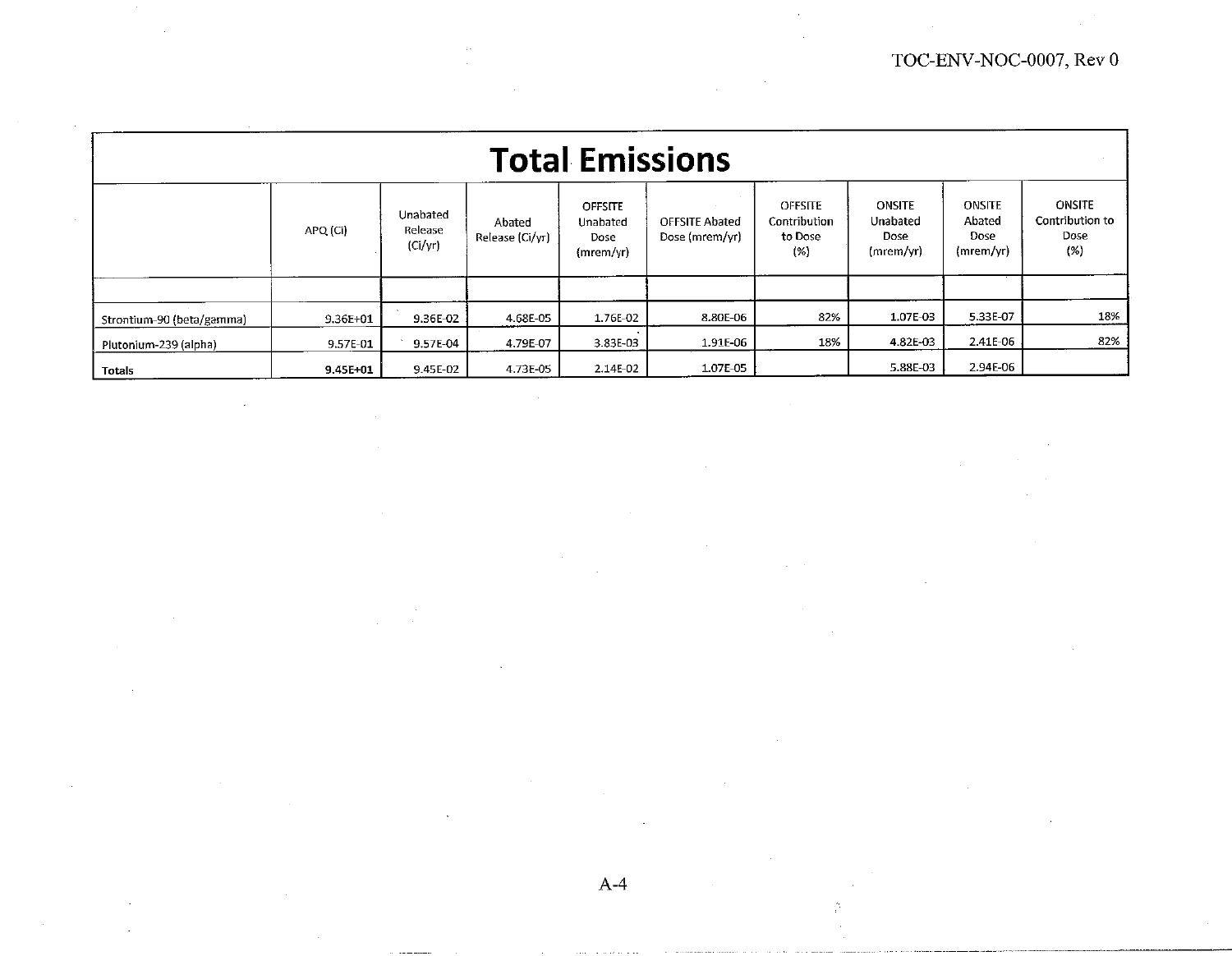| Total Emissions | | | | | | | | | |
|---|---|---|---|---|---|---|---|---|---|
| | APQ (Ci) | Unabated Release (Ci/yr) | Abated Release (Ci/yr) | OFFSITE Unabated Dose (mrem/yr) | OFFSITE Abated Dose (mrem/yr) | OFFSITE Contribution to Dose (%) | ONSITE Unabated Dose (mrem/yr) | ONSITE Abated Dose (mrem/yr) | ONSITE Contribution to Dose (%) |
| | | | | | | | | | |
| Strontium-90 (beta/gamma) | 9.36E+01 | 9.36E-02 | 4.68E-05 | 1.76E-02 | 8.80E-06 | 82% | 1.07E-03 | 5.33E-07 | 18% |
| Plutonium-239 (alpha) | 9.57E-01 | 9.57E-04 | 4.79E-07 | 3.83E-03 | 1.91E-06 | 18% | 4.82E-03 | 2.41E-06 | 82% |
| **Totals** | **9.45E+01** | 9.45E-02 | 4.73E-05 | 2.14E-02 | 1.07E-05 | | 5.88E-03 | 2.94E-06 | |